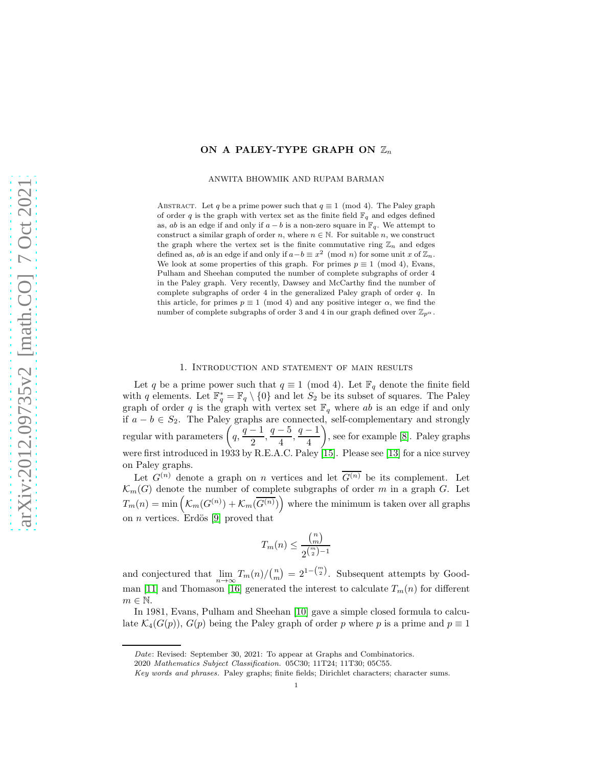# ON A PALEY-TYPE GRAPH ON $\mathbb{Z}_n$

ANWITA BHOWMIK AND RUPAM BARMAN

ABSTRACT. Let $q$ be a prime power such that $q \equiv 1 \pmod 4$. The Paley graph of order $q$ is the graph with vertex set as the finite field $\mathbb{F}_q$ and edges defined as, $ab$ is an edge if and only if $a-b$ is a non-zero square in $\mathbb{F}_q$. We attempt to construct a similar graph of order $n$, where $n \in \mathbb{N}$. For suitable $n$, we construct the graph where the vertex set is the finite commutative ring $\mathbb{Z}_n$ and edges defined as, $ab$ is an edge if and only if $a-b \equiv x^2 \pmod n$ for some unit $x$ of $\mathbb{Z}_n$. We look at some properties of this graph. For primes $p \equiv 1 \pmod 4$, Evans, Pulham and Sheehan computed the number of complete subgraphs of order 4 in the Paley graph. Very recently, Dawsey and McCarthy find the number of complete subgraphs of order 4 in the generalized Paley graph of order $q$. In this article, for primes $p \equiv 1 \pmod 4$ and any positive integer $\alpha$, we find the number of complete subgraphs of order 3 and 4 in our graph defined over $\mathbb{Z}_{p^\alpha}$.

## 1. Introduction and statement of main results

Let $q$ be a prime power such that $q \equiv 1 \pmod 4$. Let $\mathbb{F}_q$ denote the finite field with $q$ elements. Let $\mathbb{F}_q^* = \mathbb{F}_q \setminus \{0\}$ and let $S_2$ be its subset of squares. The Paley graph of order $q$ is the graph with vertex set $\mathbb{F}_q$ where $ab$ is an edge if and only if $a - b \in S_2$. The Paley graphs are connected, self-complementary and strongly regular with parameters $\left(q, \dfrac{q-1}{2}, \dfrac{q-5}{4}, \dfrac{q-1}{4}\right)$, see for example [8]. Paley graphs were first introduced in 1933 by R.E.A.C. Paley [15]. Please see [13] for a nice survey on Paley graphs.

Let $G^{(n)}$ denote a graph on $n$ vertices and let $\overline{G^{(n)}}$ be its complement. Let $\mathcal{K}_m(G)$ denote the number of complete subgraphs of order $m$ in a graph $G$. Let $T_m(n) = \min\left(\mathcal{K}_m(G^{(n)}) + \mathcal{K}_m(\overline{G^{(n)}})\right)$ where the minimum is taken over all graphs on $n$ vertices. Erdös [9] proved that

$$T_m(n) \leq \frac{\binom{n}{m}}{2^{\binom{m}{2}-1}}$$

and conjectured that $\lim\limits_{n\to\infty} T_m(n)/\binom{n}{m} = 2^{1-\binom{m}{2}}$. Subsequent attempts by Goodman [11] and Thomason [16] generated the interest to calculate $T_m(n)$ for different $m \in \mathbb{N}$.

In 1981, Evans, Pulham and Sheehan [10] gave a simple closed formula to calculate $\mathcal{K}_4(G(p))$, $G(p)$ being the Paley graph of order $p$ where $p$ is a prime and $p \equiv 1$

*Date*: Revised: September 30, 2021: To appear at Graphs and Combinatorics.

2020 *Mathematics Subject Classification.* 05C30; 11T24; 11T30; 05C55.

*Key words and phrases.* Paley graphs; finite fields; Dirichlet characters; character sums.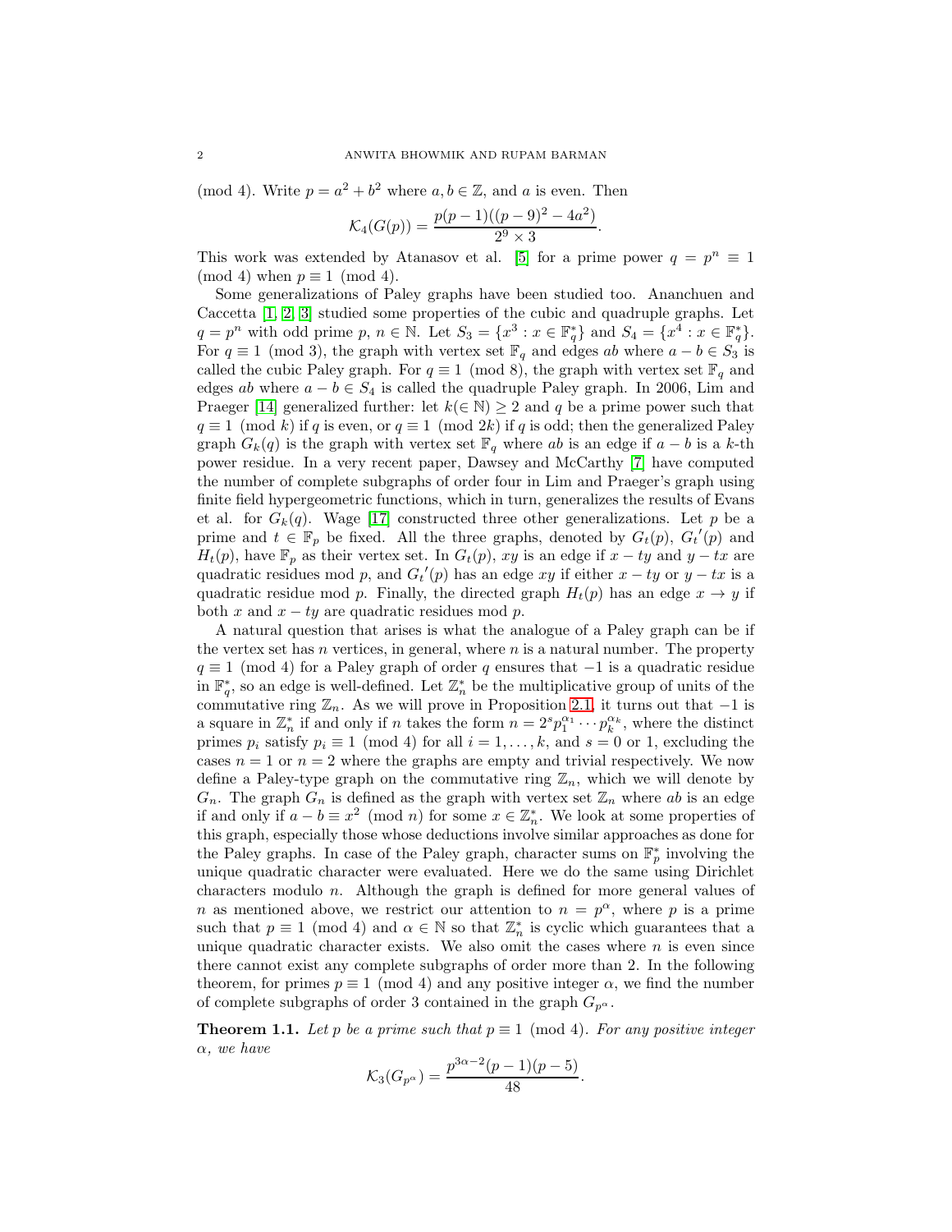(mod 4). Write $p = a^2 + b^2$ where $a, b \in \mathbb{Z}$, and $a$ is even. Then

$$\mathcal{K}_4(G(p)) = \frac{p(p-1)((p-9)^2 - 4a^2)}{2^9 \times 3}.$$

This work was extended by Atanasov et al. [5] for a prime power $q = p^n \equiv 1 \pmod 4$ when $p \equiv 1 \pmod 4$.

Some generalizations of Paley graphs have been studied too. Ananchuen and Caccetta [1, 2, 3] studied some properties of the cubic and quadruple graphs. Let $q = p^n$ with odd prime $p$, $n \in \mathbb{N}$. Let $S_3 = \{x^3 : x \in \mathbb{F}_q^*\}$ and $S_4 = \{x^4 : x \in \mathbb{F}_q^*\}$. For $q \equiv 1 \pmod 3$, the graph with vertex set $\mathbb{F}_q$ and edges $ab$ where $a - b \in S_3$ is called the cubic Paley graph. For $q \equiv 1 \pmod 8$, the graph with vertex set $\mathbb{F}_q$ and edges $ab$ where $a - b \in S_4$ is called the quadruple Paley graph. In 2006, Lim and Praeger [14] generalized further: let $k (\in \mathbb{N}) \geq 2$ and $q$ be a prime power such that $q \equiv 1 \pmod k$ if $q$ is even, or $q \equiv 1 \pmod{2k}$ if $q$ is odd; then the generalized Paley graph $G_k(q)$ is the graph with vertex set $\mathbb{F}_q$ where $ab$ is an edge if $a - b$ is a $k$-th power residue. In a very recent paper, Dawsey and McCarthy [7] have computed the number of complete subgraphs of order four in Lim and Praeger's graph using finite field hypergeometric functions, which in turn, generalizes the results of Evans et al. for $G_k(q)$. Wage [17] constructed three other generalizations. Let $p$ be a prime and $t \in \mathbb{F}_p$ be fixed. All the three graphs, denoted by $G_t(p)$, ${G_t}'(p)$ and $H_t(p)$, have $\mathbb{F}_p$ as their vertex set. In $G_t(p)$, $xy$ is an edge if $x - ty$ and $y - tx$ are quadratic residues mod $p$, and ${G_t}'(p)$ has an edge $xy$ if either $x - ty$ or $y - tx$ is a quadratic residue mod $p$. Finally, the directed graph $H_t(p)$ has an edge $x \to y$ if both $x$ and $x - ty$ are quadratic residues mod $p$.

A natural question that arises is what the analogue of a Paley graph can be if the vertex set has $n$ vertices, in general, where $n$ is a natural number. The property $q \equiv 1 \pmod 4$ for a Paley graph of order $q$ ensures that $-1$ is a quadratic residue in $\mathbb{F}_q^*$, so an edge is well-defined. Let $\mathbb{Z}_n^*$ be the multiplicative group of units of the commutative ring $\mathbb{Z}_n$. As we will prove in Proposition 2.1, it turns out that $-1$ is a square in $\mathbb{Z}_n^*$ if and only if $n$ takes the form $n = 2^s p_1^{\alpha_1} \cdots p_k^{\alpha_k}$, where the distinct primes $p_i$ satisfy $p_i \equiv 1 \pmod 4$ for all $i = 1, \ldots, k$, and $s = 0$ or 1, excluding the cases $n = 1$ or $n = 2$ where the graphs are empty and trivial respectively. We now define a Paley-type graph on the commutative ring $\mathbb{Z}_n$, which we will denote by $G_n$. The graph $G_n$ is defined as the graph with vertex set $\mathbb{Z}_n$ where $ab$ is an edge if and only if $a - b \equiv x^2 \pmod n$ for some $x \in \mathbb{Z}_n^*$. We look at some properties of this graph, especially those whose deductions involve similar approaches as done for the Paley graphs. In case of the Paley graph, character sums on $\mathbb{F}_p^*$ involving the unique quadratic character were evaluated. Here we do the same using Dirichlet characters modulo $n$. Although the graph is defined for more general values of $n$ as mentioned above, we restrict our attention to $n = p^\alpha$, where $p$ is a prime such that $p \equiv 1 \pmod 4$ and $\alpha \in \mathbb{N}$ so that $\mathbb{Z}_n^*$ is cyclic which guarantees that a unique quadratic character exists. We also omit the cases where $n$ is even since there cannot exist any complete subgraphs of order more than 2. In the following theorem, for primes $p \equiv 1 \pmod 4$ and any positive integer $\alpha$, we find the number of complete subgraphs of order 3 contained in the graph $G_{p^\alpha}$.

**Theorem 1.1.** *Let $p$ be a prime such that $p \equiv 1 \pmod 4$. For any positive integer $\alpha$, we have*

$$\mathcal{K}_3(G_{p^\alpha}) = \frac{p^{3\alpha-2}(p-1)(p-5)}{48}.$$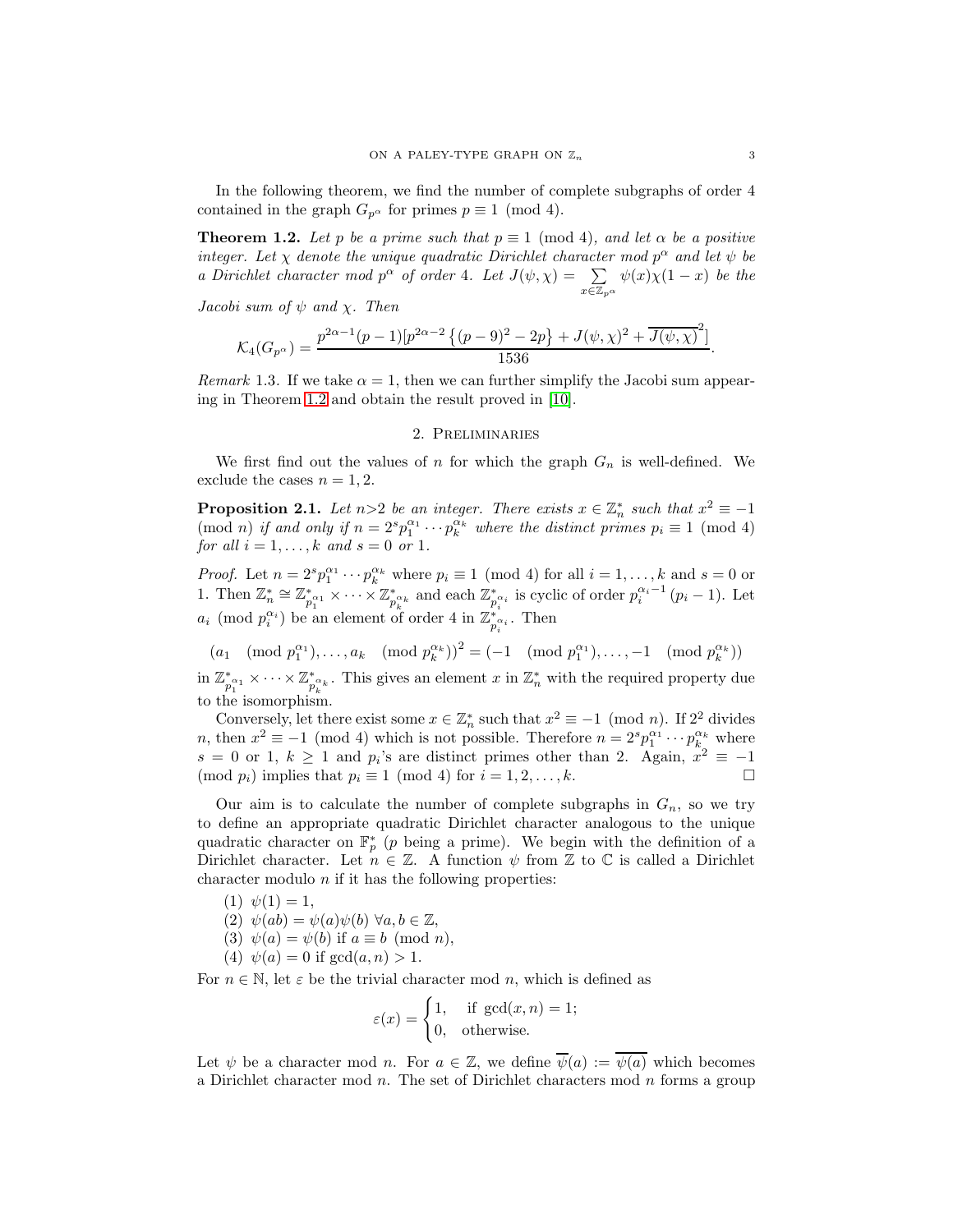In the following theorem, we find the number of complete subgraphs of order 4 contained in the graph $G_{p^\alpha}$ for primes $p \equiv 1 \pmod 4$.

**Theorem 1.2.** *Let $p$ be a prime such that $p \equiv 1 \pmod 4$, and let $\alpha$ be a positive integer. Let $\chi$ denote the unique quadratic Dirichlet character mod $p^\alpha$ and let $\psi$ be a Dirichlet character mod $p^\alpha$ of order 4. Let $J(\psi, \chi) = \sum_{x \in \mathbb{Z}_{p^\alpha}} \psi(x)\chi(1-x)$ be the Jacobi sum of $\psi$ and $\chi$. Then*

$$\mathcal{K}_4(G_{p^\alpha}) = \frac{p^{2\alpha-1}(p-1)[p^{2\alpha-2}\left\{(p-9)^2 - 2p\right\} + J(\psi,\chi)^2 + \overline{J(\psi,\chi)}^2]}{1536}.$$

*Remark* 1.3. If we take $\alpha = 1$, then we can further simplify the Jacobi sum appearing in Theorem 1.2 and obtain the result proved in [10].

## 2. Preliminaries

We first find out the values of $n$ for which the graph $G_n$ is well-defined. We exclude the cases $n = 1, 2$.

**Proposition 2.1.** *Let $n>2$ be an integer. There exists $x \in \mathbb{Z}_n^*$ such that $x^2 \equiv -1 \pmod n$ if and only if $n = 2^s p_1^{\alpha_1} \cdots p_k^{\alpha_k}$ where the distinct primes $p_i \equiv 1 \pmod 4$ for all $i = 1, \ldots, k$ and $s = 0$ or $1$.*

*Proof.* Let $n = 2^s p_1^{\alpha_1} \cdots p_k^{\alpha_k}$ where $p_i \equiv 1 \pmod 4$ for all $i = 1, \ldots, k$ and $s = 0$ or 1. Then $\mathbb{Z}_n^* \cong \mathbb{Z}_{p_1^{\alpha_1}}^* \times \cdots \times \mathbb{Z}_{p_k^{\alpha_k}}^*$ and each $\mathbb{Z}_{p_i^{\alpha_i}}^*$ is cyclic of order $p_i^{\alpha_i - 1}(p_i - 1)$. Let $a_i \pmod{p_i^{\alpha_i}}$ be an element of order 4 in $\mathbb{Z}_{p_i^{\alpha_i}}^*$. Then

$$(a_1 \pmod{p_1^{\alpha_1}}, \ldots, a_k \pmod{p_k^{\alpha_k}})^2 = (-1 \pmod{p_1^{\alpha_1}}, \ldots, -1 \pmod{p_k^{\alpha_k}})$$

in $\mathbb{Z}_{p_1^{\alpha_1}}^* \times \cdots \times \mathbb{Z}_{p_k^{\alpha_k}}^*$. This gives an element $x$ in $\mathbb{Z}_n^*$ with the required property due to the isomorphism.

Conversely, let there exist some $x \in \mathbb{Z}_n^*$ such that $x^2 \equiv -1 \pmod n$. If $2^2$ divides $n$, then $x^2 \equiv -1 \pmod 4$ which is not possible. Therefore $n = 2^s p_1^{\alpha_1} \cdots p_k^{\alpha_k}$ where $s = 0$ or 1, $k \geq 1$ and $p_i$'s are distinct primes other than 2. Again, $x^2 \equiv -1 \pmod{p_i}$ implies that $p_i \equiv 1 \pmod 4$ for $i = 1, 2, \ldots, k$. $\square$

Our aim is to calculate the number of complete subgraphs in $G_n$, so we try to define an appropriate quadratic Dirichlet character analogous to the unique quadratic character on $\mathbb{F}_p^*$ ($p$ being a prime). We begin with the definition of a Dirichlet character. Let $n \in \mathbb{Z}$. A function $\psi$ from $\mathbb{Z}$ to $\mathbb{C}$ is called a Dirichlet character modulo $n$ if it has the following properties:

1. $\psi(1) = 1$,
2. $\psi(ab) = \psi(a)\psi(b)$ $\forall a, b \in \mathbb{Z}$,
3. $\psi(a) = \psi(b)$ if $a \equiv b \pmod n$,
4. $\psi(a) = 0$ if $\gcd(a, n) > 1$.

For $n \in \mathbb{N}$, let $\varepsilon$ be the trivial character mod $n$, which is defined as

$$\varepsilon(x) = \begin{cases} 1, & \text{if } \gcd(x, n) = 1; \\ 0, & \text{otherwise.} \end{cases}$$

Let $\psi$ be a character mod $n$. For $a \in \mathbb{Z}$, we define $\overline{\psi}(a) := \overline{\psi(a)}$ which becomes a Dirichlet character mod $n$. The set of Dirichlet characters mod $n$ forms a group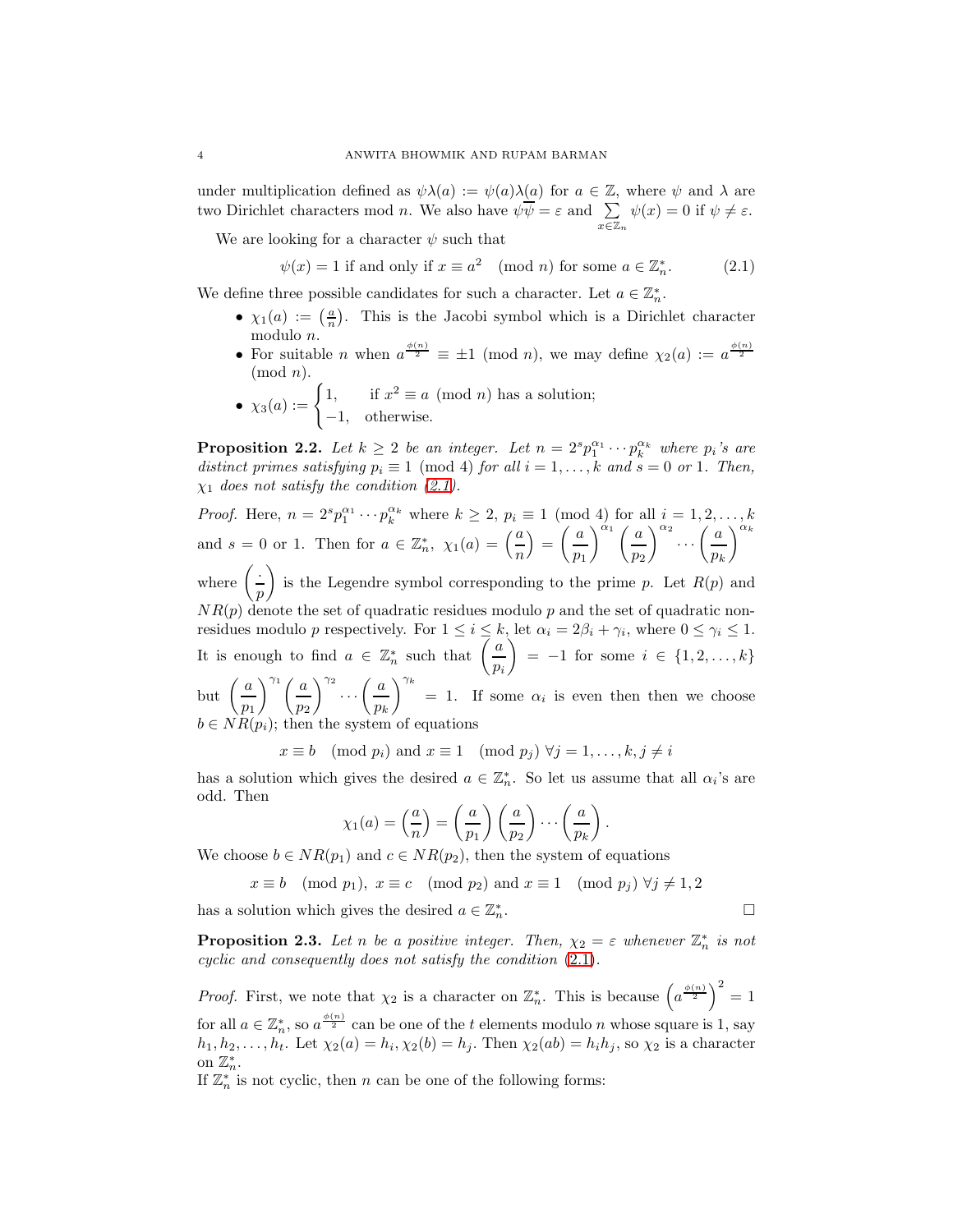under multiplication defined as $\psi\lambda(a) := \psi(a)\lambda(a)$ for $a \in \mathbb{Z}$, where $\psi$ and $\lambda$ are two Dirichlet characters mod $n$. We also have $\psi\overline{\psi} = \varepsilon$ and $\sum\limits_{x\in\mathbb{Z}_n} \psi(x) = 0$ if $\psi \neq \varepsilon$.

We are looking for a character $\psi$ such that

$$\psi(x) = 1 \text{ if and only if } x \equiv a^2 \pmod{n} \text{ for some } a \in \mathbb{Z}_n^*. \tag{2.1}$$

We define three possible candidates for such a character. Let $a \in \mathbb{Z}_n^*$.

- $\chi_1(a) := \left(\frac{a}{n}\right)$. This is the Jacobi symbol which is a Dirichlet character modulo $n$.
- For suitable $n$ when $a^{\frac{\phi(n)}{2}} \equiv \pm 1 \pmod{n}$, we may define $\chi_2(a) := a^{\frac{\phi(n)}{2}} \pmod{n}$.
- $\chi_3(a) := \begin{cases} 1, & \text{if } x^2 \equiv a \pmod{n} \text{ has a solution;} \\ -1, & \text{otherwise.} \end{cases}$

**Proposition 2.2.** *Let $k \geq 2$ be an integer. Let $n = 2^s p_1^{\alpha_1} \cdots p_k^{\alpha_k}$ where $p_i$'s are distinct primes satisfying $p_i \equiv 1 \pmod 4$ for all $i = 1, \ldots, k$ and $s = 0$ or $1$. Then, $\chi_1$ does not satisfy the condition (2.1).*

*Proof.* Here, $n = 2^s p_1^{\alpha_1} \cdots p_k^{\alpha_k}$ where $k \geq 2$, $p_i \equiv 1 \pmod 4$ for all $i = 1, 2, \ldots, k$ and $s = 0$ or $1$. Then for $a \in \mathbb{Z}_n^*$, $\chi_1(a) = \left(\frac{a}{n}\right) = \left(\frac{a}{p_1}\right)^{\alpha_1}\left(\frac{a}{p_2}\right)^{\alpha_2} \cdots \left(\frac{a}{p_k}\right)^{\alpha_k}$ where $\left(\frac{\cdot}{p}\right)$ is the Legendre symbol corresponding to the prime $p$. Let $R(p)$ and $NR(p)$ denote the set of quadratic residues modulo $p$ and the set of quadratic non-residues modulo $p$ respectively. For $1 \leq i \leq k$, let $\alpha_i = 2\beta_i + \gamma_i$, where $0 \leq \gamma_i \leq 1$. It is enough to find $a \in \mathbb{Z}_n^*$ such that $\left(\frac{a}{p_i}\right) = -1$ for some $i \in \{1, 2, \ldots, k\}$ but $\left(\frac{a}{p_1}\right)^{\gamma_1}\left(\frac{a}{p_2}\right)^{\gamma_2} \cdots \left(\frac{a}{p_k}\right)^{\gamma_k} = 1$. If some $\alpha_i$ is even then then we choose $b \in NR(p_i)$; then the system of equations

$$x \equiv b \pmod{p_i} \text{ and } x \equiv 1 \pmod{p_j}\ \forall j = 1, \ldots, k, j \neq i$$

has a solution which gives the desired $a \in \mathbb{Z}_n^*$. So let us assume that all $\alpha_i$'s are odd. Then

$$\chi_1(a) = \left(\frac{a}{n}\right) = \left(\frac{a}{p_1}\right)\left(\frac{a}{p_2}\right) \cdots \left(\frac{a}{p_k}\right).$$

We choose $b \in NR(p_1)$ and $c \in NR(p_2)$, then the system of equations

$$x \equiv b \pmod{p_1},\ x \equiv c \pmod{p_2} \text{ and } x \equiv 1 \pmod{p_j}\ \forall j \neq 1, 2$$

has a solution which gives the desired $a \in \mathbb{Z}_n^*$. $\square$

**Proposition 2.3.** *Let $n$ be a positive integer. Then, $\chi_2 = \varepsilon$ whenever $\mathbb{Z}_n^*$ is not cyclic and consequently does not satisfy the condition (2.1).*

*Proof.* First, we note that $\chi_2$ is a character on $\mathbb{Z}_n^*$. This is because $\left(a^{\frac{\phi(n)}{2}}\right)^2 = 1$ for all $a \in \mathbb{Z}_n^*$, so $a^{\frac{\phi(n)}{2}}$ can be one of the $t$ elements modulo $n$ whose square is 1, say $h_1, h_2, \ldots, h_t$. Let $\chi_2(a) = h_i, \chi_2(b) = h_j$. Then $\chi_2(ab) = h_i h_j$, so $\chi_2$ is a character on $\mathbb{Z}_n^*$.

If $\mathbb{Z}_n^*$ is not cyclic, then $n$ can be one of the following forms: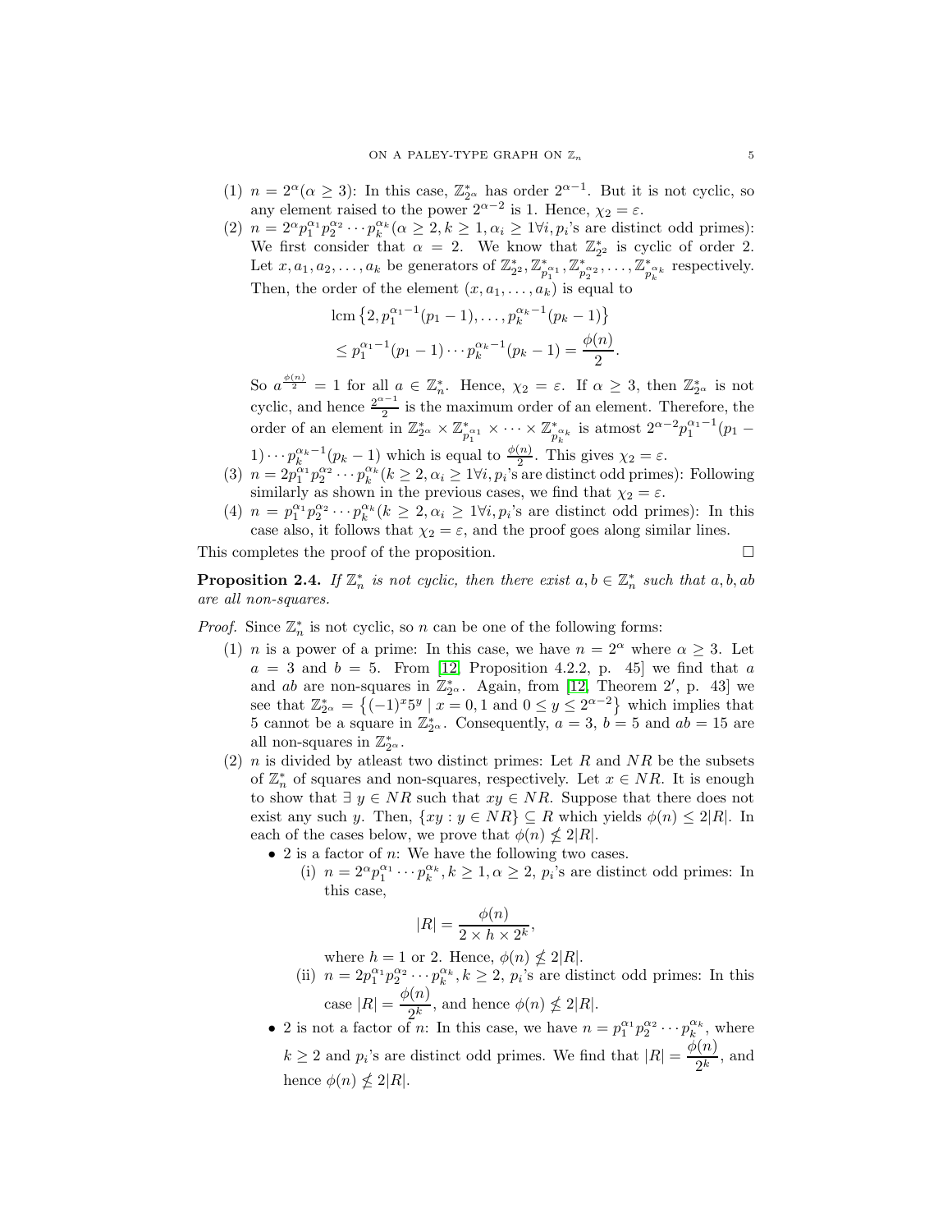(1) $n = 2^\alpha (\alpha \geq 3)$: In this case, $\mathbb{Z}_{2^\alpha}^*$ has order $2^{\alpha-1}$. But it is not cyclic, so any element raised to the power $2^{\alpha-2}$ is 1. Hence, $\chi_2 = \varepsilon$.

(2) $n = 2^\alpha p_1^{\alpha_1} p_2^{\alpha_2} \cdots p_k^{\alpha_k} (\alpha \geq 2, k \geq 1, \alpha_i \geq 1 \forall i, p_i$'s are distinct odd primes): We first consider that $\alpha = 2$. We know that $\mathbb{Z}_{2^2}^*$ is cyclic of order 2. Let $x, a_1, a_2, \ldots, a_k$ be generators of $\mathbb{Z}_{2^2}^*, \mathbb{Z}_{p_1^{\alpha_1}}^*, \mathbb{Z}_{p_2^{\alpha_2}}^*, \ldots, \mathbb{Z}_{p_k^{\alpha_k}}^*$ respectively. Then, the order of the element $(x, a_1, \ldots, a_k)$ is equal to

$$\begin{aligned} &\operatorname{lcm}\left\{2, p_1^{\alpha_1-1}(p_1-1), \ldots, p_k^{\alpha_k-1}(p_k-1)\right\} \\ &\leq p_1^{\alpha_1-1}(p_1-1)\cdots p_k^{\alpha_k-1}(p_k-1) = \frac{\phi(n)}{2}. \end{aligned}$$

So $a^{\frac{\phi(n)}{2}} = 1$ for all $a \in \mathbb{Z}_n^*$. Hence, $\chi_2 = \varepsilon$. If $\alpha \geq 3$, then $\mathbb{Z}_{2^\alpha}^*$ is not cyclic, and hence $\frac{2^{\alpha-1}}{2}$ is the maximum order of an element. Therefore, the order of an element in $\mathbb{Z}_{2^\alpha}^* \times \mathbb{Z}_{p_1^{\alpha_1}}^* \times \cdots \times \mathbb{Z}_{p_k^{\alpha_k}}^*$ is atmost $2^{\alpha-2} p_1^{\alpha_1-1}(p_1 - 1)\cdots p_k^{\alpha_k-1}(p_k-1)$ which is equal to $\frac{\phi(n)}{2}$. This gives $\chi_2 = \varepsilon$.

(3) $n = 2p_1^{\alpha_1} p_2^{\alpha_2} \cdots p_k^{\alpha_k} (k \geq 2, \alpha_i \geq 1 \forall i, p_i$'s are distinct odd primes): Following similarly as shown in the previous cases, we find that $\chi_2 = \varepsilon$.

(4) $n = p_1^{\alpha_1} p_2^{\alpha_2} \cdots p_k^{\alpha_k} (k \geq 2, \alpha_i \geq 1 \forall i, p_i$'s are distinct odd primes): In this case also, it follows that $\chi_2 = \varepsilon$, and the proof goes along similar lines.

This completes the proof of the proposition. □

**Proposition 2.4.** *If $\mathbb{Z}_n^*$ is not cyclic, then there exist $a, b \in \mathbb{Z}_n^*$ such that $a, b, ab$ are all non-squares.*

*Proof.* Since $\mathbb{Z}_n^*$ is not cyclic, so $n$ can be one of the following forms:

(1) $n$ is a power of a prime: In this case, we have $n = 2^\alpha$ where $\alpha \geq 3$. Let $a = 3$ and $b = 5$. From [12, Proposition 4.2.2, p. 45] we find that $a$ and $ab$ are non-squares in $\mathbb{Z}_{2^\alpha}^*$. Again, from [12, Theorem 2′, p. 43] we see that $\mathbb{Z}_{2^\alpha}^* = \left\{(-1)^x 5^y \mid x = 0, 1 \text{ and } 0 \leq y \leq 2^{\alpha-2}\right\}$ which implies that 5 cannot be a square in $\mathbb{Z}_{2^\alpha}^*$. Consequently, $a = 3$, $b = 5$ and $ab = 15$ are all non-squares in $\mathbb{Z}_{2^\alpha}^*$.

(2) $n$ is divided by atleast two distinct primes: Let $R$ and $NR$ be the subsets of $\mathbb{Z}_n^*$ of squares and non-squares, respectively. Let $x \in NR$. It is enough to show that $\exists\, y \in NR$ such that $xy \in NR$. Suppose that there does not exist any such $y$. Then, $\{xy : y \in NR\} \subseteq R$ which yields $\phi(n) \leq 2|R|$. In each of the cases below, we prove that $\phi(n) \nleq 2|R|$.

- 2 is a factor of $n$: We have the following two cases.
  - (i) $n = 2^\alpha p_1^{\alpha_1} \cdots p_k^{\alpha_k}, k \geq 1, \alpha \geq 2$, $p_i$'s are distinct odd primes: In this case,
  
    $$|R| = \frac{\phi(n)}{2 \times h \times 2^k},$$
    
    where $h = 1$ or 2. Hence, $\phi(n) \nleq 2|R|$.
  - (ii) $n = 2p_1^{\alpha_1} p_2^{\alpha_2} \cdots p_k^{\alpha_k}, k \geq 2$, $p_i$'s are distinct odd primes: In this case $|R| = \dfrac{\phi(n)}{2^k}$, and hence $\phi(n) \nleq 2|R|$.
- 2 is not a factor of $n$: In this case, we have $n = p_1^{\alpha_1} p_2^{\alpha_2} \cdots p_k^{\alpha_k}$, where $k \geq 2$ and $p_i$'s are distinct odd primes. We find that $|R| = \dfrac{\phi(n)}{2^k}$, and hence $\phi(n) \nleq 2|R|$.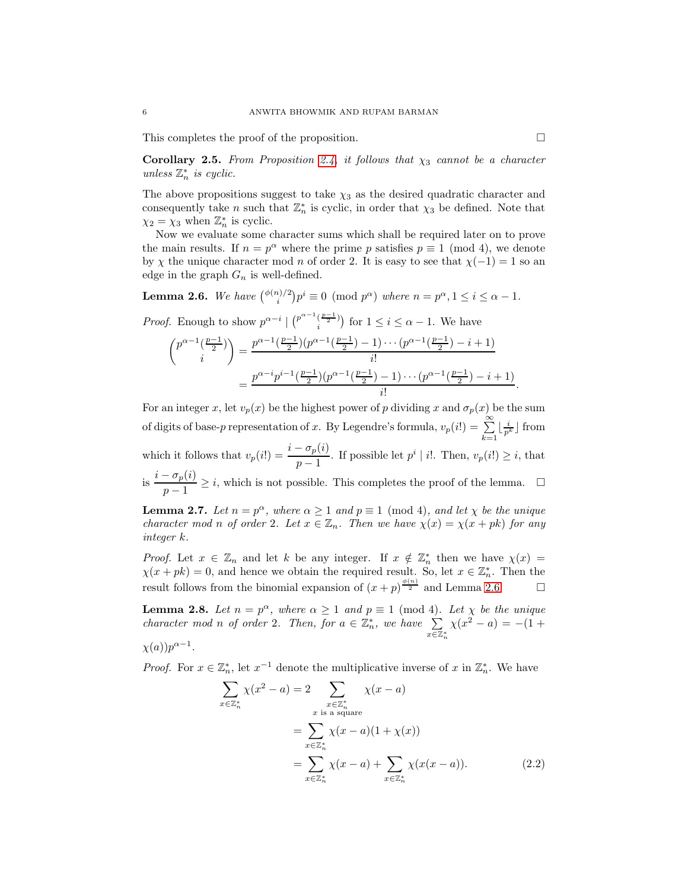This completes the proof of the proposition. $\square$

**Corollary 2.5.** *From Proposition 2.4, it follows that $\chi_3$ cannot be a character unless $\mathbb{Z}_n^*$ is cyclic.*

The above propositions suggest to take $\chi_3$ as the desired quadratic character and consequently take $n$ such that $\mathbb{Z}_n^*$ is cyclic, in order that $\chi_3$ be defined. Note that $\chi_2 = \chi_3$ when $\mathbb{Z}_n^*$ is cyclic.

Now we evaluate some character sums which shall be required later on to prove the main results. If $n = p^\alpha$ where the prime $p$ satisfies $p \equiv 1 \pmod 4$, we denote by $\chi$ the unique character mod $n$ of order 2. It is easy to see that $\chi(-1) = 1$ so an edge in the graph $G_n$ is well-defined.

**Lemma 2.6.** *We have $\binom{\phi(n)/2}{i} p^i \equiv 0 \pmod{p^\alpha}$ where $n = p^\alpha, 1 \leq i \leq \alpha - 1$.*

*Proof.* Enough to show $p^{\alpha - i} \mid \binom{p^{\alpha-1}(\frac{p-1}{2})}{i}$ for $1 \leq i \leq \alpha - 1$. We have

$$\begin{aligned}
\binom{p^{\alpha-1}(\frac{p-1}{2})}{i} &= \frac{p^{\alpha-1}(\frac{p-1}{2})(p^{\alpha-1}(\frac{p-1}{2}) - 1) \cdots (p^{\alpha-1}(\frac{p-1}{2}) - i + 1)}{i!} \\
&= \frac{p^{\alpha-i}p^{i-1}(\frac{p-1}{2})(p^{\alpha-1}(\frac{p-1}{2}) - 1) \cdots (p^{\alpha-1}(\frac{p-1}{2}) - i + 1)}{i!}.
\end{aligned}$$

For an integer $x$, let $v_p(x)$ be the highest power of $p$ dividing $x$ and $\sigma_p(x)$ be the sum of digits of base-$p$ representation of $x$. By Legendre's formula, $v_p(i!) = \sum_{k=1}^{\infty} \lfloor \frac{i}{p^k} \rfloor$ from which it follows that $v_p(i!) = \dfrac{i - \sigma_p(i)}{p-1}$. If possible let $p^i \mid i!$. Then, $v_p(i!) \geq i$, that is $\dfrac{i - \sigma_p(i)}{p-1} \geq i$, which is not possible. This completes the proof of the lemma. $\square$

**Lemma 2.7.** *Let $n = p^\alpha$, where $\alpha \geq 1$ and $p \equiv 1 \pmod 4$, and let $\chi$ be the unique character mod $n$ of order 2. Let $x \in \mathbb{Z}_n$. Then we have $\chi(x) = \chi(x + pk)$ for any integer $k$.*

*Proof.* Let $x \in \mathbb{Z}_n$ and let $k$ be any integer. If $x \notin \mathbb{Z}_n^*$ then we have $\chi(x) = \chi(x + pk) = 0$, and hence we obtain the required result. So, let $x \in \mathbb{Z}_n^*$. Then the result follows from the binomial expansion of $(x + p)^{\frac{\phi(n)}{2}}$ and Lemma 2.6. $\square$

**Lemma 2.8.** *Let $n = p^\alpha$, where $\alpha \geq 1$ and $p \equiv 1 \pmod 4$. Let $\chi$ be the unique character mod $n$ of order 2. Then, for $a \in \mathbb{Z}_n^*$, we have $\sum_{x \in \mathbb{Z}_n^*} \chi(x^2 - a) = -(1 + \chi(a))p^{\alpha-1}$.*

*Proof.* For $x \in \mathbb{Z}_n^*$, let $x^{-1}$ denote the multiplicative inverse of $x$ in $\mathbb{Z}_n^*$. We have

$$\begin{aligned}
\sum_{x \in \mathbb{Z}_n^*} \chi(x^2 - a) &= 2 \sum_{\substack{x \in \mathbb{Z}_n^* \\ x \text{ is a square}}} \chi(x - a) \\
&= \sum_{x \in \mathbb{Z}_n^*} \chi(x - a)(1 + \chi(x)) \\
&= \sum_{x \in \mathbb{Z}_n^*} \chi(x - a) + \sum_{x \in \mathbb{Z}_n^*} \chi(x(x - a)). \qquad (2.2)
\end{aligned}$$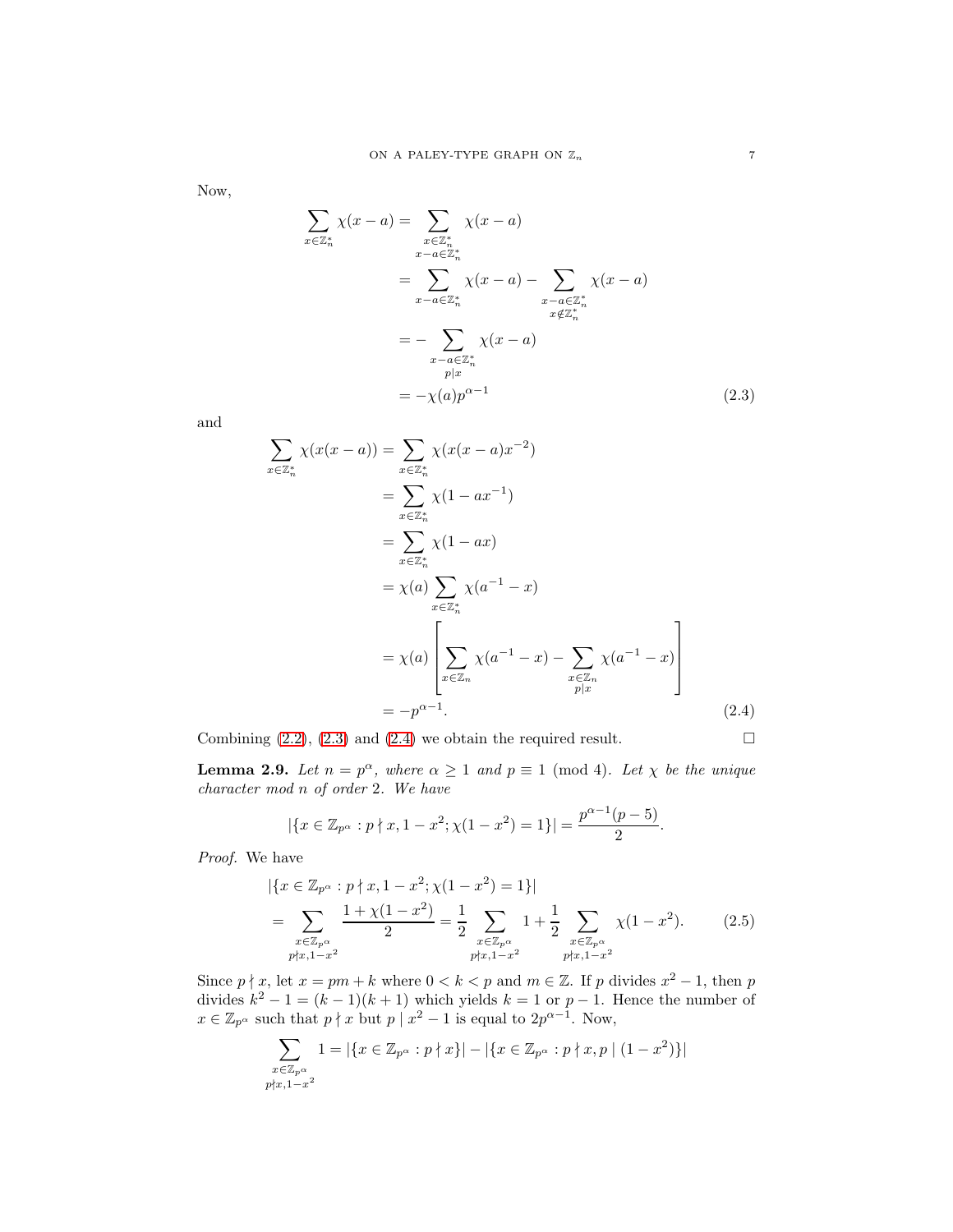Now,

$$
\begin{aligned}
\sum_{x\in\mathbb{Z}_n^*}\chi(x-a) &= \sum_{\substack{x\in\mathbb{Z}_n^*\\ x-a\in\mathbb{Z}_n^*}}\chi(x-a)\\
&= \sum_{x-a\in\mathbb{Z}_n^*}\chi(x-a) - \sum_{\substack{x-a\in\mathbb{Z}_n^*\\ x\notin\mathbb{Z}_n^*}}\chi(x-a)\\
&= -\sum_{\substack{x-a\in\mathbb{Z}_n^*\\ p\mid x}}\chi(x-a)\\
&= -\chi(a)p^{\alpha-1} \qquad (2.3)
\end{aligned}
$$

and

$$
\begin{aligned}
\sum_{x\in\mathbb{Z}_n^*}\chi(x(x-a)) &= \sum_{x\in\mathbb{Z}_n^*}\chi(x(x-a)x^{-2})\\
&= \sum_{x\in\mathbb{Z}_n^*}\chi(1-ax^{-1})\\
&= \sum_{x\in\mathbb{Z}_n^*}\chi(1-ax)\\
&= \chi(a)\sum_{x\in\mathbb{Z}_n^*}\chi(a^{-1}-x)\\
&= \chi(a)\left[\sum_{x\in\mathbb{Z}_n}\chi(a^{-1}-x) - \sum_{\substack{x\in\mathbb{Z}_n\\ p\mid x}}\chi(a^{-1}-x)\right]\\
&= -p^{\alpha-1}. \qquad (2.4)
\end{aligned}
$$

Combining (2.2), (2.3) and (2.4) we obtain the required result. $\square$

**Lemma 2.9.** *Let $n = p^\alpha$, where $\alpha \geq 1$ and $p \equiv 1 \pmod 4$. Let $\chi$ be the unique character mod $n$ of order 2. We have*

$$
|\{x \in \mathbb{Z}_{p^\alpha} : p \nmid x, 1-x^2; \chi(1-x^2) = 1\}| = \frac{p^{\alpha-1}(p-5)}{2}.
$$

*Proof.* We have

$$
\begin{aligned}
&|\{x \in \mathbb{Z}_{p^\alpha} : p \nmid x, 1-x^2; \chi(1-x^2) = 1\}|\\
&= \sum_{\substack{x\in\mathbb{Z}_{p^\alpha}\\ p\nmid x, 1-x^2}} \frac{1+\chi(1-x^2)}{2} = \frac{1}{2}\sum_{\substack{x\in\mathbb{Z}_{p^\alpha}\\ p\nmid x, 1-x^2}} 1 + \frac{1}{2}\sum_{\substack{x\in\mathbb{Z}_{p^\alpha}\\ p\nmid x, 1-x^2}} \chi(1-x^2). \qquad (2.5)
\end{aligned}
$$

Since $p \nmid x$, let $x = pm + k$ where $0 < k < p$ and $m \in \mathbb{Z}$. If $p$ divides $x^2 - 1$, then $p$ divides $k^2 - 1 = (k-1)(k+1)$ which yields $k = 1$ or $p - 1$. Hence the number of $x \in \mathbb{Z}_{p^\alpha}$ such that $p \nmid x$ but $p \mid x^2 - 1$ is equal to $2p^{\alpha-1}$. Now,

$$
\sum_{\substack{x\in\mathbb{Z}_{p^\alpha}\\ p\nmid x, 1-x^2}} 1 = |\{x \in \mathbb{Z}_{p^\alpha} : p \nmid x\}| - |\{x \in \mathbb{Z}_{p^\alpha} : p \nmid x, p \mid (1-x^2)\}|
$$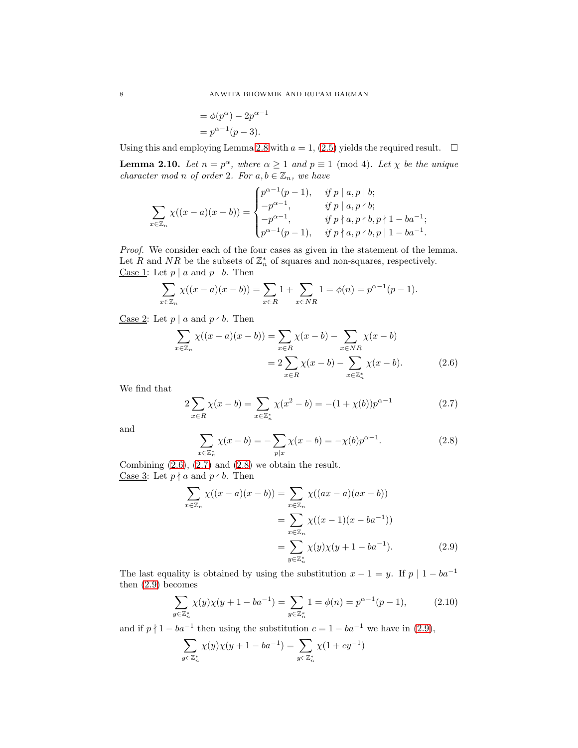$$= \phi(p^\alpha) - 2p^{\alpha-1}$$
$$= p^{\alpha-1}(p-3).$$

Using this and employing Lemma 2.8 with $a = 1$, (2.5) yields the required result. $\square$

**Lemma 2.10.** *Let $n = p^\alpha$, where $\alpha \geq 1$ and $p \equiv 1 \pmod 4$. Let $\chi$ be the unique character mod $n$ of order 2. For $a, b \in \mathbb{Z}_n$, we have*

$$\sum_{x \in \mathbb{Z}_n} \chi((x-a)(x-b)) = \begin{cases} p^{\alpha-1}(p-1), & \text{if } p \mid a, p \mid b; \\ -p^{\alpha-1}, & \text{if } p \mid a, p \nmid b; \\ -p^{\alpha-1}, & \text{if } p \nmid a, p \nmid b, p \nmid 1 - ba^{-1}; \\ p^{\alpha-1}(p-1), & \text{if } p \nmid a, p \nmid b, p \mid 1 - ba^{-1}. \end{cases}$$

*Proof.* We consider each of the four cases as given in the statement of the lemma. Let $R$ and $NR$ be the subsets of $\mathbb{Z}_n^*$ of squares and non-squares, respectively.

Case 1: Let $p \mid a$ and $p \mid b$. Then

$$\sum_{x \in \mathbb{Z}_n} \chi((x-a)(x-b)) = \sum_{x \in R} 1 + \sum_{x \in NR} 1 = \phi(n) = p^{\alpha-1}(p-1).$$

Case 2: Let $p \mid a$ and $p \nmid b$. Then

$$\sum_{x \in \mathbb{Z}_n} \chi((x-a)(x-b)) = \sum_{x \in R} \chi(x-b) - \sum_{x \in NR} \chi(x-b)$$
$$= 2\sum_{x \in R} \chi(x-b) - \sum_{x \in \mathbb{Z}_n^*} \chi(x-b). \tag{2.6}$$

We find that

$$2\sum_{x \in R} \chi(x-b) = \sum_{x \in \mathbb{Z}_n^*} \chi(x^2-b) = -(1+\chi(b))p^{\alpha-1} \tag{2.7}$$

and

$$\sum_{x \in \mathbb{Z}_n^*} \chi(x-b) = -\sum_{p \mid x} \chi(x-b) = -\chi(b)p^{\alpha-1}. \tag{2.8}$$

Combining (2.6), (2.7) and (2.8) we obtain the result.

Case 3: Let $p \nmid a$ and $p \nmid b$. Then

$$\sum_{x \in \mathbb{Z}_n} \chi((x-a)(x-b)) = \sum_{x \in \mathbb{Z}_n} \chi((ax-a)(ax-b))$$
$$= \sum_{x \in \mathbb{Z}_n} \chi((x-1)(x-ba^{-1}))$$
$$= \sum_{y \in \mathbb{Z}_n^*} \chi(y)\chi(y+1-ba^{-1}). \tag{2.9}$$

The last equality is obtained by using the substitution $x - 1 = y$. If $p \mid 1 - ba^{-1}$ then (2.9) becomes

$$\sum_{y \in \mathbb{Z}_n^*} \chi(y)\chi(y+1-ba^{-1}) = \sum_{y \in \mathbb{Z}_n^*} 1 = \phi(n) = p^{\alpha-1}(p-1), \tag{2.10}$$

and if $p \nmid 1 - ba^{-1}$ then using the substitution $c = 1 - ba^{-1}$ we have in (2.9),

$$\sum_{y \in \mathbb{Z}_n^*} \chi(y)\chi(y+1-ba^{-1}) = \sum_{y \in \mathbb{Z}_n^*} \chi(1+cy^{-1})$$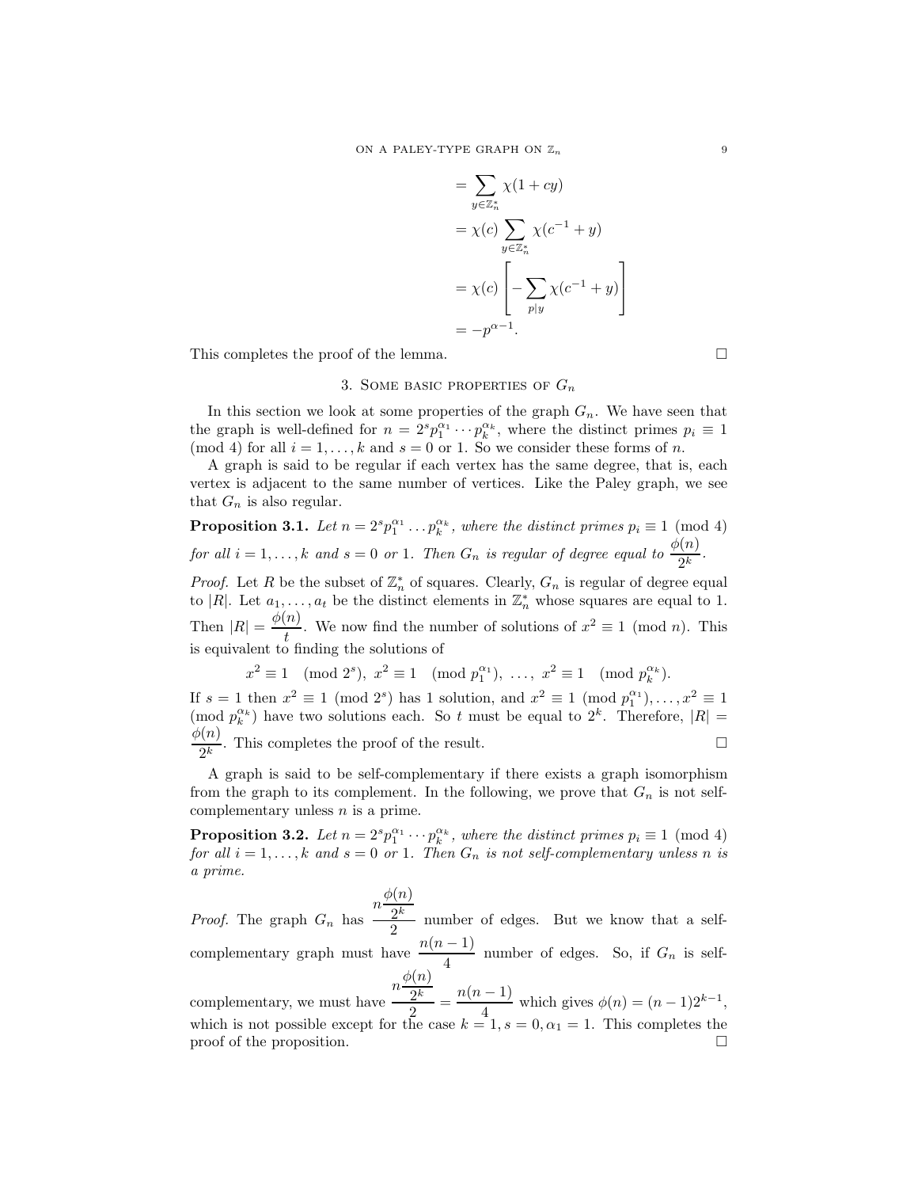$$
\begin{aligned}
&= \sum_{y \in \mathbb{Z}_n^*} \chi(1+cy) \\
&= \chi(c) \sum_{y \in \mathbb{Z}_n^*} \chi(c^{-1}+y) \\
&= \chi(c) \left[ -\sum_{p|y} \chi(c^{-1}+y) \right] \\
&= -p^{\alpha-1}.
\end{aligned}
$$

This completes the proof of the lemma. □

## 3. Some basic properties of $G_n$

In this section we look at some properties of the graph $G_n$. We have seen that the graph is well-defined for $n = 2^s p_1^{\alpha_1} \cdots p_k^{\alpha_k}$, where the distinct primes $p_i \equiv 1 \pmod 4$ for all $i = 1, \ldots, k$ and $s = 0$ or $1$. So we consider these forms of $n$.

A graph is said to be regular if each vertex has the same degree, that is, each vertex is adjacent to the same number of vertices. Like the Paley graph, we see that $G_n$ is also regular.

**Proposition 3.1.** *Let $n = 2^s p_1^{\alpha_1} \ldots p_k^{\alpha_k}$, where the distinct primes $p_i \equiv 1 \pmod 4$ for all $i = 1, \ldots, k$ and $s = 0$ or $1$. Then $G_n$ is regular of degree equal to $\dfrac{\phi(n)}{2^k}$.*

*Proof.* Let $R$ be the subset of $\mathbb{Z}_n^*$ of squares. Clearly, $G_n$ is regular of degree equal to $|R|$. Let $a_1, \ldots, a_t$ be the distinct elements in $\mathbb{Z}_n^*$ whose squares are equal to 1. Then $|R| = \dfrac{\phi(n)}{t}$. We now find the number of solutions of $x^2 \equiv 1 \pmod n$. This is equivalent to finding the solutions of

$$x^2 \equiv 1 \pmod{2^s},\ x^2 \equiv 1 \pmod{p_1^{\alpha_1}},\ \ldots,\ x^2 \equiv 1 \pmod{p_k^{\alpha_k}}.$$

If $s = 1$ then $x^2 \equiv 1 \pmod{2^s}$ has 1 solution, and $x^2 \equiv 1 \pmod{p_1^{\alpha_1}}, \ldots, x^2 \equiv 1 \pmod{p_k^{\alpha_k}}$ have two solutions each. So $t$ must be equal to $2^k$. Therefore, $|R| = \dfrac{\phi(n)}{2^k}$. This completes the proof of the result. □

A graph is said to be self-complementary if there exists a graph isomorphism from the graph to its complement. In the following, we prove that $G_n$ is not self-complementary unless $n$ is a prime.

**Proposition 3.2.** *Let $n = 2^s p_1^{\alpha_1} \cdots p_k^{\alpha_k}$, where the distinct primes $p_i \equiv 1 \pmod 4$ for all $i = 1, \ldots, k$ and $s = 0$ or $1$. Then $G_n$ is not self-complementary unless $n$ is a prime.*

*Proof.* The graph $G_n$ has $\dfrac{n\frac{\phi(n)}{2^k}}{2}$ number of edges. But we know that a self-complementary graph must have $\dfrac{n(n-1)}{4}$ number of edges. So, if $G_n$ is self-complementary, we must have $\dfrac{n\frac{\phi(n)}{2^k}}{2} = \dfrac{n(n-1)}{4}$ which gives $\phi(n) = (n-1)2^{k-1}$, which is not possible except for the case $k = 1, s = 0, \alpha_1 = 1$. This completes the proof of the proposition. □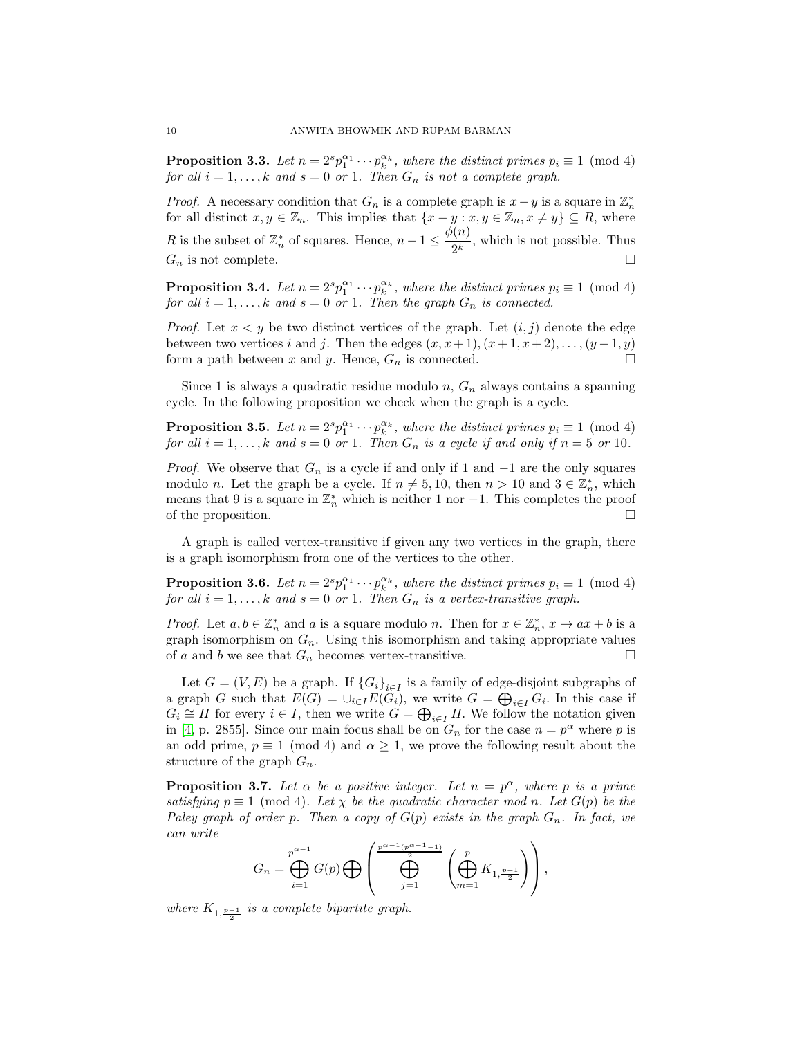**Proposition 3.3.** *Let $n = 2^s p_1^{\alpha_1} \cdots p_k^{\alpha_k}$, where the distinct primes $p_i \equiv 1 \pmod 4$ for all $i = 1, \ldots, k$ and $s = 0$ or 1. Then $G_n$ is not a complete graph.*

*Proof.* A necessary condition that $G_n$ is a complete graph is $x - y$ is a square in $\mathbb{Z}_n^*$ for all distinct $x, y \in \mathbb{Z}_n$. This implies that $\{x - y : x, y \in \mathbb{Z}_n, x \neq y\} \subseteq R$, where $R$ is the subset of $\mathbb{Z}_n^*$ of squares. Hence, $n - 1 \leq \dfrac{\phi(n)}{2^k}$, which is not possible. Thus $G_n$ is not complete. □

**Proposition 3.4.** *Let $n = 2^s p_1^{\alpha_1} \cdots p_k^{\alpha_k}$, where the distinct primes $p_i \equiv 1 \pmod 4$ for all $i = 1, \ldots, k$ and $s = 0$ or 1. Then the graph $G_n$ is connected.*

*Proof.* Let $x < y$ be two distinct vertices of the graph. Let $(i, j)$ denote the edge between two vertices $i$ and $j$. Then the edges $(x, x+1), (x+1, x+2), \ldots, (y-1, y)$ form a path between $x$ and $y$. Hence, $G_n$ is connected. □

Since 1 is always a quadratic residue modulo $n$, $G_n$ always contains a spanning cycle. In the following proposition we check when the graph is a cycle.

**Proposition 3.5.** *Let $n = 2^s p_1^{\alpha_1} \cdots p_k^{\alpha_k}$, where the distinct primes $p_i \equiv 1 \pmod 4$ for all $i = 1, \ldots, k$ and $s = 0$ or 1. Then $G_n$ is a cycle if and only if $n = 5$ or 10.*

*Proof.* We observe that $G_n$ is a cycle if and only if 1 and $-1$ are the only squares modulo $n$. Let the graph be a cycle. If $n \neq 5, 10$, then $n > 10$ and $3 \in \mathbb{Z}_n^*$, which means that 9 is a square in $\mathbb{Z}_n^*$ which is neither 1 nor $-1$. This completes the proof of the proposition. □

A graph is called vertex-transitive if given any two vertices in the graph, there is a graph isomorphism from one of the vertices to the other.

**Proposition 3.6.** *Let $n = 2^s p_1^{\alpha_1} \cdots p_k^{\alpha_k}$, where the distinct primes $p_i \equiv 1 \pmod 4$ for all $i = 1, \ldots, k$ and $s = 0$ or 1. Then $G_n$ is a vertex-transitive graph.*

*Proof.* Let $a, b \in \mathbb{Z}_n^*$ and $a$ is a square modulo $n$. Then for $x \in \mathbb{Z}_n^*$, $x \mapsto ax + b$ is a graph isomorphism on $G_n$. Using this isomorphism and taking appropriate values of $a$ and $b$ we see that $G_n$ becomes vertex-transitive. □

Let $G = (V, E)$ be a graph. If $\{G_i\}_{i \in I}$ is a family of edge-disjoint subgraphs of a graph $G$ such that $E(G) = \cup_{i \in I} E(G_i)$, we write $G = \bigoplus_{i \in I} G_i$. In this case if $G_i \cong H$ for every $i \in I$, then we write $G = \bigoplus_{i \in I} H$. We follow the notation given in [4, p. 2855]. Since our main focus shall be on $G_n$ for the case $n = p^\alpha$ where $p$ is an odd prime, $p \equiv 1 \pmod 4$ and $\alpha \geq 1$, we prove the following result about the structure of the graph $G_n$.

**Proposition 3.7.** *Let $\alpha$ be a positive integer. Let $n = p^\alpha$, where $p$ is a prime satisfying $p \equiv 1 \pmod 4$. Let $\chi$ be the quadratic character mod $n$. Let $G(p)$ be the Paley graph of order $p$. Then a copy of $G(p)$ exists in the graph $G_n$. In fact, we can write*

$$G_n = \bigoplus_{i=1}^{p^{\alpha-1}} G(p) \bigoplus \left( \bigoplus_{j=1}^{\frac{p^{\alpha-1}(p^{\alpha-1}-1)}{2}} \left( \bigoplus_{m=1}^{p} K_{1, \frac{p-1}{2}} \right) \right),$$

*where $K_{1, \frac{p-1}{2}}$ is a complete bipartite graph.*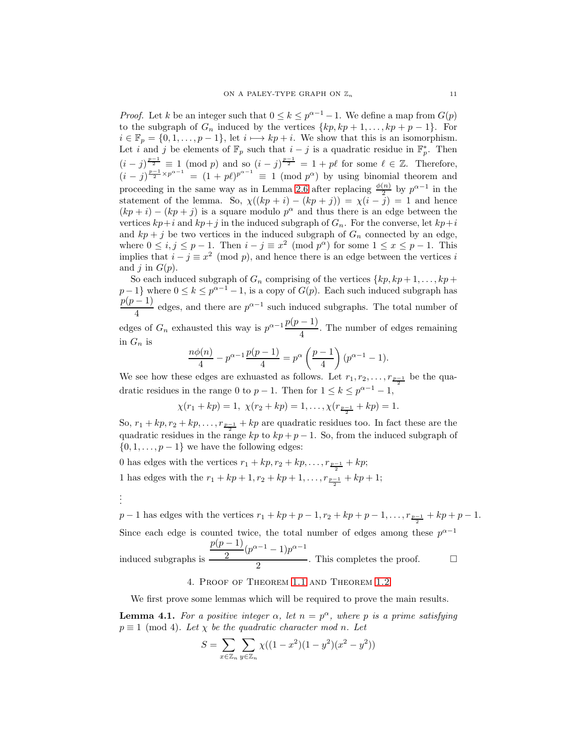*Proof.* Let $k$ be an integer such that $0 \leq k \leq p^{\alpha-1}-1$. We define a map from $G(p)$ to the subgraph of $G_n$ induced by the vertices $\{kp, kp+1, \ldots, kp+p-1\}$. For $i \in \mathbb{F}_p = \{0, 1, \ldots, p-1\}$, let $i \longmapsto kp+i$. We show that this is an isomorphism. Let $i$ and $j$ be elements of $\mathbb{F}_p$ such that $i-j$ is a quadratic residue in $\mathbb{F}_p^*$. Then $(i-j)^{\frac{p-1}{2}} \equiv 1 \pmod p$ and so $(i-j)^{\frac{p-1}{2}} = 1 + p\ell$ for some $\ell \in \mathbb{Z}$. Therefore, $(i-j)^{\frac{p-1}{2} \times p^{\alpha-1}} = (1+p\ell)^{p^{\alpha-1}} \equiv 1 \pmod{p^\alpha}$ by using binomial theorem and proceeding in the same way as in Lemma 2.6 after replacing $\frac{\phi(n)}{2}$ by $p^{\alpha-1}$ in the statement of the lemma. So, $\chi((kp+i)-(kp+j)) = \chi(i-j) = 1$ and hence $(kp+i)-(kp+j)$ is a square modulo $p^\alpha$ and thus there is an edge between the vertices $kp+i$ and $kp+j$ in the induced subgraph of $G_n$. For the converse, let $kp+i$ and $kp+j$ be two vertices in the induced subgraph of $G_n$ connected by an edge, where $0 \leq i, j \leq p-1$. Then $i-j \equiv x^2 \pmod{p^\alpha}$ for some $1 \leq x \leq p-1$. This implies that $i-j \equiv x^2 \pmod p$, and hence there is an edge between the vertices $i$ and $j$ in $G(p)$.

So each induced subgraph of $G_n$ comprising of the vertices $\{kp, kp+1, \ldots, kp+p-1\}$ where $0 \leq k \leq p^{\alpha-1}-1$, is a copy of $G(p)$. Each such induced subgraph has $\dfrac{p(p-1)}{4}$ edges, and there are $p^{\alpha-1}$ such induced subgraphs. The total number of edges of $G_n$ exhausted this way is $p^{\alpha-1}\dfrac{p(p-1)}{4}$. The number of edges remaining in $G_n$ is

$$\frac{n\phi(n)}{4} - p^{\alpha-1}\frac{p(p-1)}{4} = p^\alpha\left(\frac{p-1}{4}\right)(p^{\alpha-1}-1).$$

We see how these edges are exhausted as follows. Let $r_1, r_2, \ldots, r_{\frac{p-1}{2}}$ be the quadratic residues in the range $0$ to $p-1$. Then for $1 \leq k \leq p^{\alpha-1}-1$,

$$\chi(r_1+kp) = 1,\ \chi(r_2+kp) = 1, \ldots, \chi(r_{\frac{p-1}{2}}+kp) = 1.$$

So, $r_1+kp, r_2+kp, \ldots, r_{\frac{p-1}{2}}+kp$ are quadratic residues too. In fact these are the quadratic residues in the range $kp$ to $kp+p-1$. So, from the induced subgraph of $\{0, 1, \ldots, p-1\}$ we have the following edges:

$0$ has edges with the vertices $r_1+kp, r_2+kp, \ldots, r_{\frac{p-1}{2}}+kp$;

$1$ has edges with the $r_1+kp+1, r_2+kp+1, \ldots, r_{\frac{p-1}{2}}+kp+1$;

$\vdots$

$p-1$ has edges with the vertices $r_1+kp+p-1, r_2+kp+p-1, \ldots, r_{\frac{p-1}{2}}+kp+p-1$.

Since each edge is counted twice, the total number of edges among these $p^{\alpha-1}$ induced subgraphs is $\dfrac{\frac{p(p-1)}{2}(p^{\alpha-1}-1)p^{\alpha-1}}{2}$. This completes the proof. □

## 4. Proof of Theorem 1.1 and Theorem 1.2

We first prove some lemmas which will be required to prove the main results.

**Lemma 4.1.** *For a positive integer $\alpha$, let $n = p^\alpha$, where $p$ is a prime satisfying $p \equiv 1 \pmod 4$. Let $\chi$ be the quadratic character mod $n$. Let*

$$S = \sum_{x \in \mathbb{Z}_n}\sum_{y \in \mathbb{Z}_n} \chi((1-x^2)(1-y^2)(x^2-y^2))$$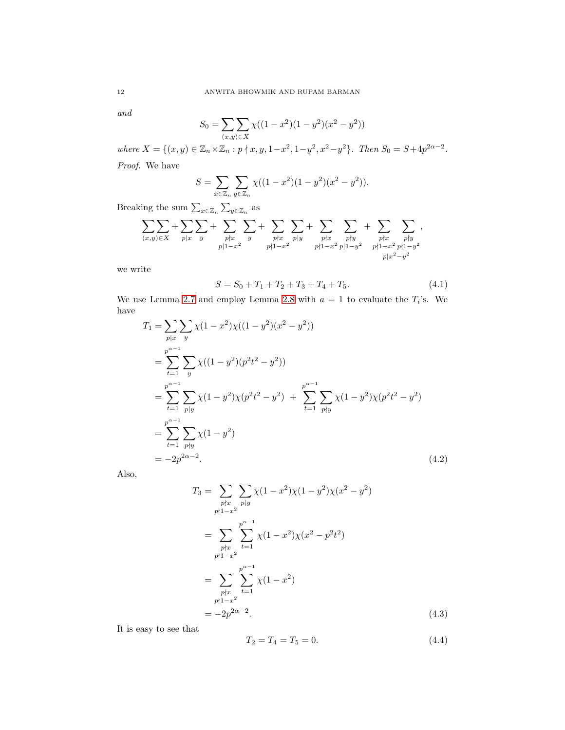*and*

$$S_0 = \sum\sum_{(x,y)\in X} \chi((1-x^2)(1-y^2)(x^2-y^2))$$

*where* $X = \{(x,y) \in \mathbb{Z}_n \times \mathbb{Z}_n : p \nmid x, y, 1-x^2, 1-y^2, x^2-y^2\}$. *Then* $S_0 = S + 4p^{2\alpha-2}$.

*Proof.* We have

$$S = \sum_{x\in\mathbb{Z}_n}\sum_{y\in\mathbb{Z}_n} \chi((1-x^2)(1-y^2)(x^2-y^2)).$$

Breaking the sum $\sum_{x\in\mathbb{Z}_n}\sum_{y\in\mathbb{Z}_n}$ as

$$\sum\sum_{(x,y)\in X} + \sum_{p|x}\sum_{y} + \sum_{\substack{p\nmid x\\ p|1-x^2}}\sum_{y} + \sum_{\substack{p\nmid x\\ p\nmid 1-x^2}}\sum_{p|y} + \sum_{\substack{p\nmid x\\ p\nmid 1-x^2}}\sum_{\substack{p\nmid y\\ p|1-y^2}} + \sum_{\substack{p\nmid x\\ p\nmid 1-x^2}}\sum_{\substack{p\nmid y\\ p\nmid 1-y^2\\ p|x^2-y^2}},$$

we write

$$S = S_0 + T_1 + T_2 + T_3 + T_4 + T_5. \tag{4.1}$$

We use Lemma 2.7 and employ Lemma 2.8 with $a = 1$ to evaluate the $T_i$'s. We have

$$\begin{aligned}
T_1 &= \sum_{p|x}\sum_{y} \chi(1-x^2)\chi((1-y^2)(x^2-y^2))\\
&= \sum_{t=1}^{p^{\alpha-1}}\sum_{y} \chi((1-y^2)(p^2t^2-y^2))\\
&= \sum_{t=1}^{p^{\alpha-1}}\sum_{p|y} \chi(1-y^2)\chi(p^2t^2-y^2) \;+\; \sum_{t=1}^{p^{\alpha-1}}\sum_{p\nmid y} \chi(1-y^2)\chi(p^2t^2-y^2)\\
&= \sum_{t=1}^{p^{\alpha-1}}\sum_{p\nmid y} \chi(1-y^2)\\
&= -2p^{2\alpha-2}.
\end{aligned} \tag{4.2}$$

Also,

$$\begin{aligned}
T_3 &= \sum_{\substack{p\nmid x\\ p\nmid 1-x^2}}\sum_{p|y} \chi(1-x^2)\chi(1-y^2)\chi(x^2-y^2)\\
&= \sum_{\substack{p\nmid x\\ p\nmid 1-x^2}}\sum_{t=1}^{p^{\alpha-1}} \chi(1-x^2)\chi(x^2-p^2t^2)\\
&= \sum_{\substack{p\nmid x\\ p\nmid 1-x^2}}\sum_{t=1}^{p^{\alpha-1}} \chi(1-x^2)\\
&= -2p^{2\alpha-2}.
\end{aligned} \tag{4.3}$$

It is easy to see that

$$T_2 = T_4 = T_5 = 0. \tag{4.4}$$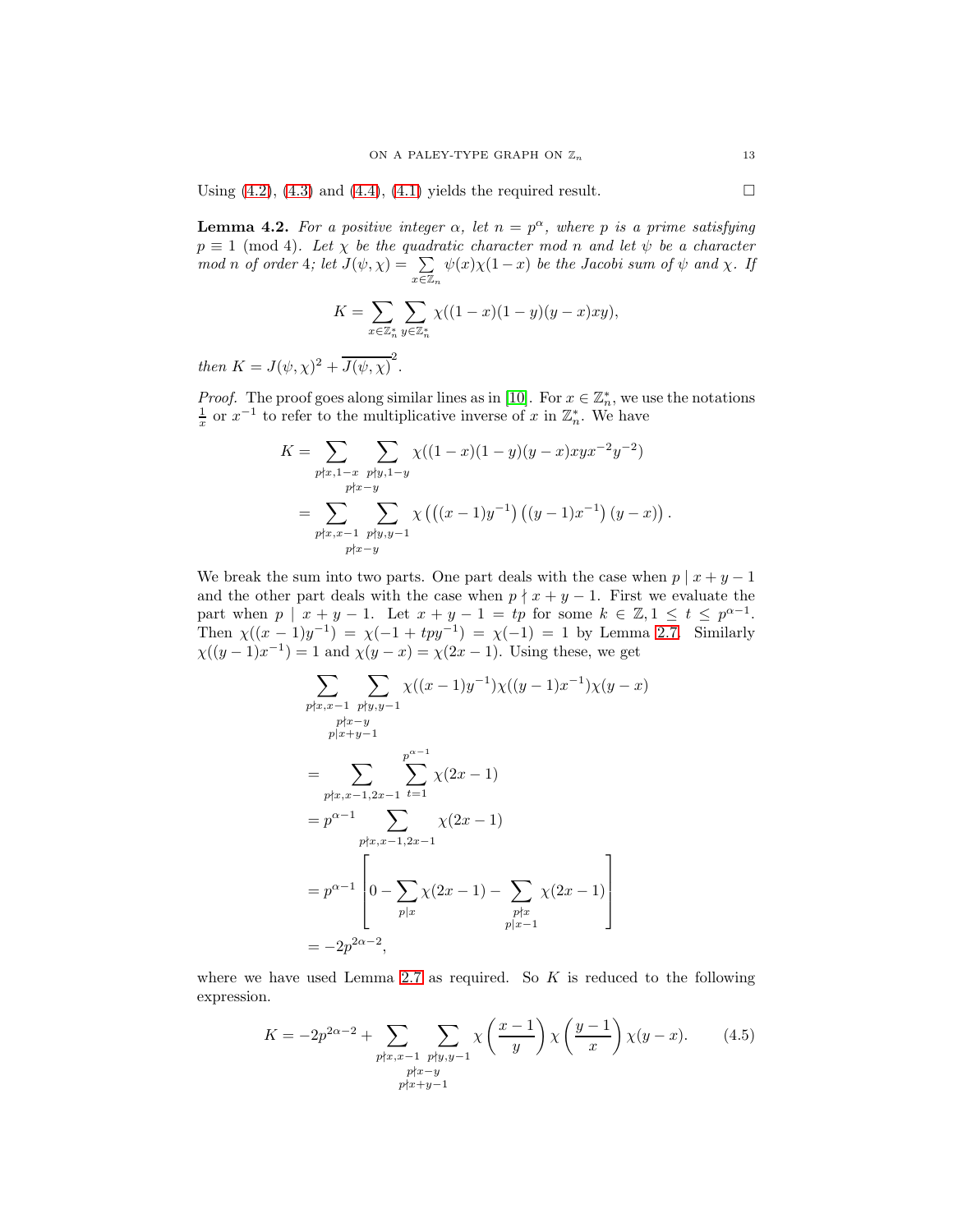Using (4.2), (4.3) and (4.4), (4.1) yields the required result. □

**Lemma 4.2.** *For a positive integer $\alpha$, let $n = p^\alpha$, where $p$ is a prime satisfying $p \equiv 1 \pmod 4$. Let $\chi$ be the quadratic character mod $n$ and let $\psi$ be a character mod $n$ of order 4; let $J(\psi, \chi) = \sum_{x \in \mathbb{Z}_n} \psi(x)\chi(1-x)$ be the Jacobi sum of $\psi$ and $\chi$. If*

$$K = \sum_{x \in \mathbb{Z}_n^*} \sum_{y \in \mathbb{Z}_n^*} \chi((1-x)(1-y)(y-x)xy),$$

*then $K = J(\psi, \chi)^2 + \overline{J(\psi, \chi)}^2$.*

*Proof.* The proof goes along similar lines as in [10]. For $x \in \mathbb{Z}_n^*$, we use the notations $\frac{1}{x}$ or $x^{-1}$ to refer to the multiplicative inverse of $x$ in $\mathbb{Z}_n^*$. We have

$$\begin{aligned}
K &= \sum_{\substack{p \nmid x, 1-x \\ p \nmid x-y}} \sum_{p \nmid y, 1-y} \chi((1-x)(1-y)(y-x)xyx^{-2}y^{-2}) \\
&= \sum_{\substack{p \nmid x, x-1 \\ p \nmid x-y}} \sum_{p \nmid y, y-1} \chi\left(\left((x-1)y^{-1}\right)\left((y-1)x^{-1}\right)(y-x)\right).
\end{aligned}$$

We break the sum into two parts. One part deals with the case when $p \mid x+y-1$ and the other part deals with the case when $p \nmid x+y-1$. First we evaluate the part when $p \mid x+y-1$. Let $x+y-1 = tp$ for some $k \in \mathbb{Z}, 1 \leq t \leq p^{\alpha-1}$. Then $\chi((x-1)y^{-1}) = \chi(-1+tpy^{-1}) = \chi(-1) = 1$ by Lemma 2.7. Similarly $\chi((y-1)x^{-1}) = 1$ and $\chi(y-x) = \chi(2x-1)$. Using these, we get

$$\begin{aligned}
&\sum_{\substack{p \nmid x, x-1 \\ p \nmid x-y \\ p \mid x+y-1}} \sum_{p \nmid y, y-1} \chi((x-1)y^{-1})\chi((y-1)x^{-1})\chi(y-x) \\
&= \sum_{p \nmid x, x-1, 2x-1} \sum_{t=1}^{p^{\alpha-1}} \chi(2x-1) \\
&= p^{\alpha-1} \sum_{p \nmid x, x-1, 2x-1} \chi(2x-1) \\
&= p^{\alpha-1} \left[ 0 - \sum_{p \mid x} \chi(2x-1) - \sum_{\substack{p \nmid x \\ p \mid x-1}} \chi(2x-1) \right] \\
&= -2p^{2\alpha-2},
\end{aligned}$$

where we have used Lemma 2.7 as required. So $K$ is reduced to the following expression.

$$K = -2p^{2\alpha-2} + \sum_{\substack{p \nmid x, x-1 \\ p \nmid x-y \\ p \nmid x+y-1}} \sum_{p \nmid y, y-1} \chi\left(\frac{x-1}{y}\right) \chi\left(\frac{y-1}{x}\right) \chi(y-x). \tag{4.5}$$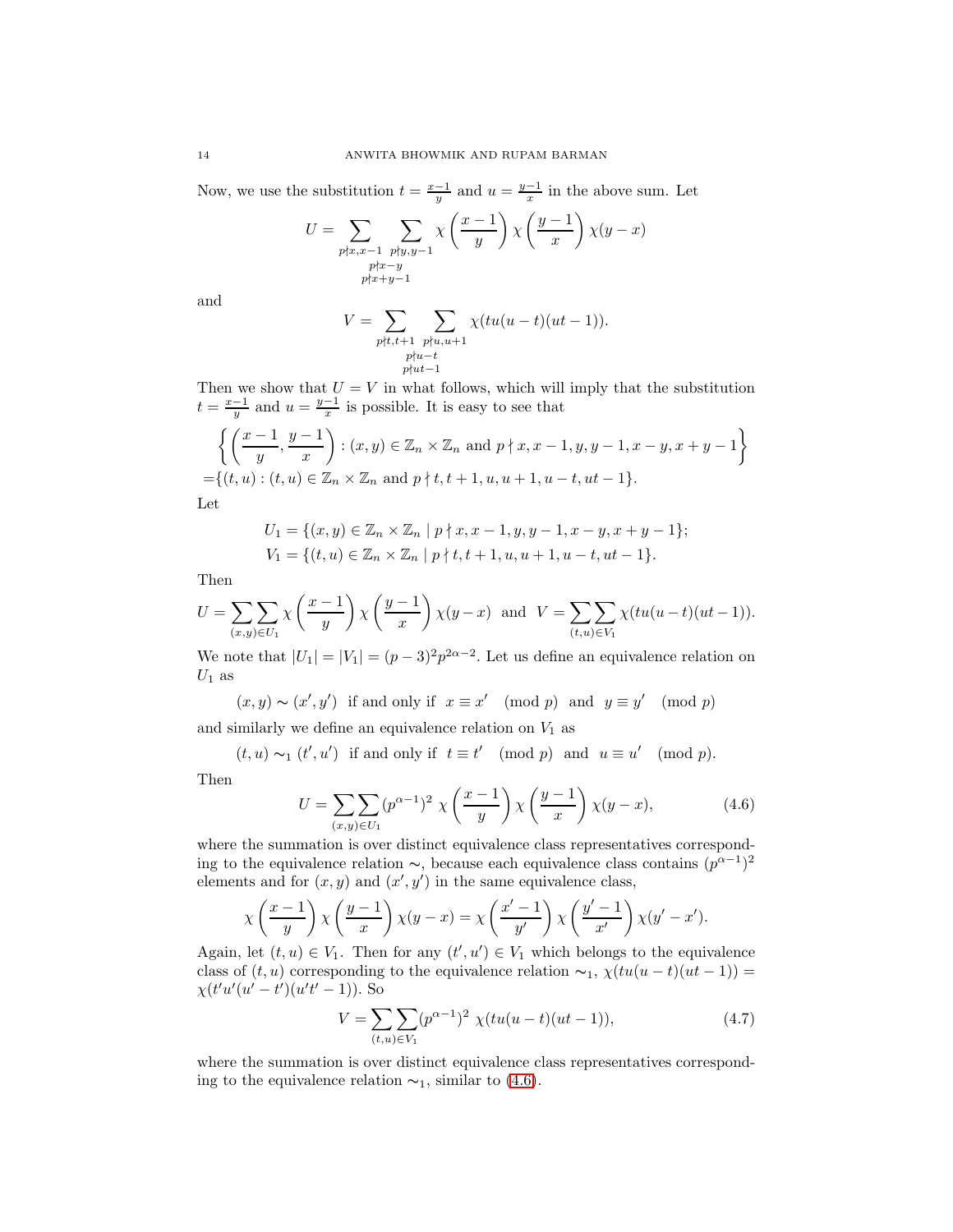Now, we use the substitution $t = \frac{x-1}{y}$ and $u = \frac{y-1}{x}$ in the above sum. Let

$$U = \sum_{\substack{p \nmid x, x-1 \\ p \nmid x-y \\ p \nmid x+y-1}} \sum_{p \nmid y, y-1} \chi\left(\frac{x-1}{y}\right) \chi\left(\frac{y-1}{x}\right) \chi(y-x)$$

and

$$V = \sum_{\substack{p \nmid t, t+1 \\ p \nmid u-t \\ p \nmid ut-1}} \sum_{p \nmid u, u+1} \chi(tu(u-t)(ut-1)).$$

Then we show that $U = V$ in what follows, which will imply that the substitution $t = \frac{x-1}{y}$ and $u = \frac{y-1}{x}$ is possible. It is easy to see that

$$\begin{aligned}
&\left\{ \left(\frac{x-1}{y}, \frac{y-1}{x}\right) : (x,y) \in \mathbb{Z}_n \times \mathbb{Z}_n \text{ and } p \nmid x, x-1, y, y-1, x-y, x+y-1 \right\} \\
=&\{(t,u) : (t,u) \in \mathbb{Z}_n \times \mathbb{Z}_n \text{ and } p \nmid t, t+1, u, u+1, u-t, ut-1\}.
\end{aligned}$$

Let

$$U_1 = \{(x,y) \in \mathbb{Z}_n \times \mathbb{Z}_n \mid p \nmid x, x-1, y, y-1, x-y, x+y-1\};$$
$$V_1 = \{(t,u) \in \mathbb{Z}_n \times \mathbb{Z}_n \mid p \nmid t, t+1, u, u+1, u-t, ut-1\}.$$

Then

$$U = \sum\sum_{(x,y)\in U_1} \chi\left(\frac{x-1}{y}\right) \chi\left(\frac{y-1}{x}\right) \chi(y-x) \quad \text{and} \quad V = \sum\sum_{(t,u)\in V_1} \chi(tu(u-t)(ut-1)).$$

We note that $|U_1| = |V_1| = (p-3)^2 p^{2\alpha-2}$. Let us define an equivalence relation on $U_1$ as

$$(x,y) \sim (x',y') \text{ if and only if } x \equiv x' \pmod p \text{ and } y \equiv y' \pmod p$$

and similarly we define an equivalence relation on $V_1$ as

$$(t,u) \sim_1 (t',u') \text{ if and only if } t \equiv t' \pmod p \text{ and } u \equiv u' \pmod p.$$

Then

$$U = \sum\sum_{(x,y)\in U_1} (p^{\alpha-1})^2 \, \chi\left(\frac{x-1}{y}\right) \chi\left(\frac{y-1}{x}\right) \chi(y-x), \tag{4.6}$$

where the summation is over distinct equivalence class representatives corresponding to the equivalence relation $\sim$, because each equivalence class contains $(p^{\alpha-1})^2$ elements and for $(x,y)$ and $(x',y')$ in the same equivalence class,

$$\chi\left(\frac{x-1}{y}\right) \chi\left(\frac{y-1}{x}\right) \chi(y-x) = \chi\left(\frac{x'-1}{y'}\right) \chi\left(\frac{y'-1}{x'}\right) \chi(y'-x').$$

Again, let $(t,u) \in V_1$. Then for any $(t',u') \in V_1$ which belongs to the equivalence class of $(t,u)$ corresponding to the equivalence relation $\sim_1$, $\chi(tu(u-t)(ut-1)) = \chi(t'u'(u'-t')(u't'-1))$. So

$$V = \sum\sum_{(t,u)\in V_1} (p^{\alpha-1})^2 \, \chi(tu(u-t)(ut-1)), \tag{4.7}$$

where the summation is over distinct equivalence class representatives corresponding to the equivalence relation $\sim_1$, similar to (4.6).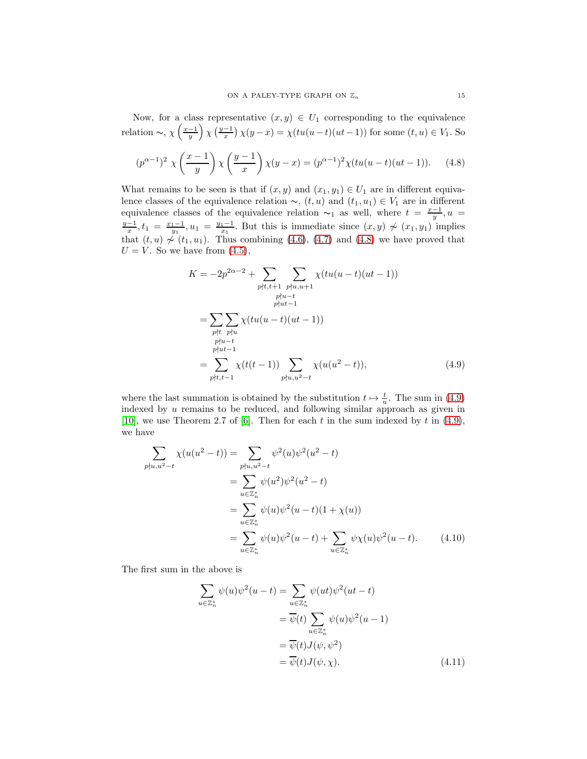Now, for a class representative $(x, y) \in U_1$ corresponding to the equivalence relation $\sim$, $\chi\left(\frac{x-1}{y}\right)\chi\left(\frac{y-1}{x}\right)\chi(y-x) = \chi(tu(u-t)(ut-1))$ for some $(t,u) \in V_1$. So

$$(p^{\alpha-1})^2\ \chi\left(\frac{x-1}{y}\right)\chi\left(\frac{y-1}{x}\right)\chi(y-x) = (p^{\alpha-1})^2\chi(tu(u-t)(ut-1)). \tag{4.8}$$

What remains to be seen is that if $(x, y)$ and $(x_1, y_1) \in U_1$ are in different equivalence classes of the equivalence relation $\sim$, $(t, u)$ and $(t_1, u_1) \in V_1$ are in different equivalence classes of the equivalence relation $\sim_1$ as well, where $t = \frac{x-1}{y}, u = \frac{y-1}{x}, t_1 = \frac{x_1-1}{y_1}, u_1 = \frac{y_1-1}{x_1}$. But this is immediate since $(x, y) \not\sim (x_1, y_1)$ implies that $(t, u) \not\sim (t_1, u_1)$. Thus combining (4.6), (4.7) and (4.8) we have proved that $U = V$. So we have from (4.5),

$$\begin{aligned}
K &= -2p^{2\alpha-2} + \sum_{p\nmid t,t+1}\ \sum_{\substack{p\nmid u,u+1\\ p\nmid u-t\\ p\nmid ut-1}} \chi(tu(u-t)(ut-1)) \\
&= \sum_{p\nmid t}\sum_{\substack{p\nmid u\\ p\nmid u-t\\ p\nmid ut-1}} \chi(tu(u-t)(ut-1)) \\
&= \sum_{p\nmid t,t-1} \chi(t(t-1)) \sum_{p\nmid u,u^2-t} \chi(u(u^2-t)),
\end{aligned} \tag{4.9}$$

where the last summation is obtained by the substitution $t \mapsto \frac{t}{u}$. The sum in (4.9) indexed by $u$ remains to be reduced, and following similar approach as given in [10], we use Theorem 2.7 of [6]. Then for each $t$ in the sum indexed by $t$ in (4.9), we have

$$\begin{aligned}
\sum_{p\nmid u,u^2-t} \chi(u(u^2-t)) &= \sum_{p\nmid u,u^2-t} \psi^2(u)\psi^2(u^2-t) \\
&= \sum_{u\in\mathbb{Z}_n^*} \psi(u^2)\psi^2(u^2-t) \\
&= \sum_{u\in\mathbb{Z}_n^*} \psi(u)\psi^2(u-t)(1+\chi(u)) \\
&= \sum_{u\in\mathbb{Z}_n^*} \psi(u)\psi^2(u-t) + \sum_{u\in\mathbb{Z}_n^*} \psi\chi(u)\psi^2(u-t).
\end{aligned} \tag{4.10}$$

The first sum in the above is

$$\begin{aligned}
\sum_{u\in\mathbb{Z}_n^*} \psi(u)\psi^2(u-t) &= \sum_{u\in\mathbb{Z}_n^*} \psi(ut)\psi^2(ut-t) \\
&= \overline{\psi}(t) \sum_{u\in\mathbb{Z}_n^*} \psi(u)\psi^2(u-1) \\
&= \overline{\psi}(t) J(\psi, \psi^2) \\
&= \overline{\psi}(t) J(\psi, \chi).
\end{aligned} \tag{4.11}$$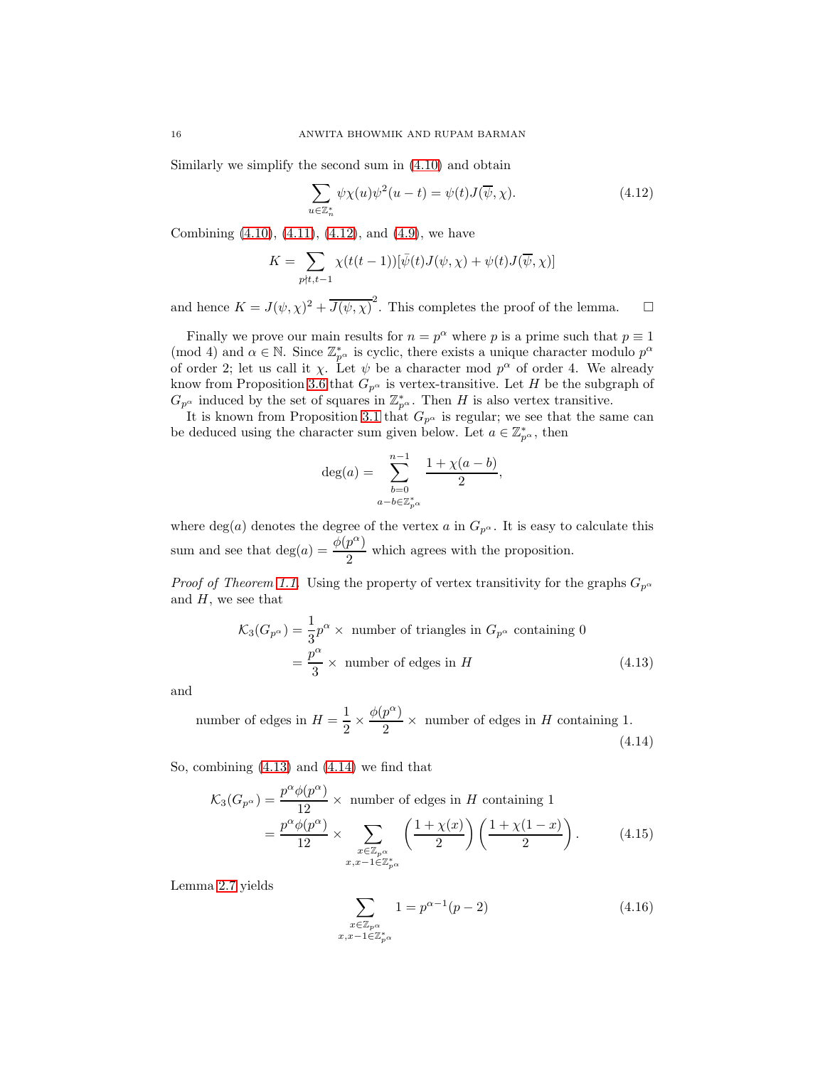Similarly we simplify the second sum in (4.10) and obtain

$$\sum_{u\in\mathbb{Z}_n^*} \psi\chi(u)\psi^2(u-t) = \psi(t)J(\overline{\psi},\chi). \tag{4.12}$$

Combining (4.10), (4.11), (4.12), and (4.9), we have

$$K = \sum_{p\nmid t,t-1} \chi(t(t-1))[\bar{\psi}(t)J(\psi,\chi) + \psi(t)J(\overline{\psi},\chi)]$$

and hence $K = J(\psi,\chi)^2 + \overline{J(\psi,\chi)}^2$. This completes the proof of the lemma. $\square$

Finally we prove our main results for $n = p^\alpha$ where $p$ is a prime such that $p \equiv 1 \pmod 4$ and $\alpha \in \mathbb{N}$. Since $\mathbb{Z}_{p^\alpha}^*$ is cyclic, there exists a unique character modulo $p^\alpha$ of order 2; let us call it $\chi$. Let $\psi$ be a character mod $p^\alpha$ of order 4. We already know from Proposition 3.6 that $G_{p^\alpha}$ is vertex-transitive. Let $H$ be the subgraph of $G_{p^\alpha}$ induced by the set of squares in $\mathbb{Z}_{p^\alpha}^*$. Then $H$ is also vertex transitive.

It is known from Proposition 3.1 that $G_{p^\alpha}$ is regular; we see that the same can be deduced using the character sum given below. Let $a \in \mathbb{Z}_{p^\alpha}^*$, then

$$\deg(a) = \sum_{\substack{b=0 \\ a-b\in\mathbb{Z}_{p^\alpha}^*}}^{n-1} \frac{1+\chi(a-b)}{2},$$

where $\deg(a)$ denotes the degree of the vertex $a$ in $G_{p^\alpha}$. It is easy to calculate this sum and see that $\deg(a) = \dfrac{\phi(p^\alpha)}{2}$ which agrees with the proposition.

*Proof of Theorem 1.1.* Using the property of vertex transitivity for the graphs $G_{p^\alpha}$ and $H$, we see that

$$\begin{aligned}
\mathcal{K}_3(G_{p^\alpha}) &= \frac{1}{3}p^\alpha \times \text{ number of triangles in } G_{p^\alpha} \text{ containing } 0 \\
&= \frac{p^\alpha}{3} \times \text{ number of edges in } H
\end{aligned} \tag{4.13}$$

and

$$\text{number of edges in } H = \frac{1}{2} \times \frac{\phi(p^\alpha)}{2} \times \text{ number of edges in } H \text{ containing } 1. \tag{4.14}$$

So, combining (4.13) and (4.14) we find that

$$\begin{aligned}
\mathcal{K}_3(G_{p^\alpha}) &= \frac{p^\alpha\phi(p^\alpha)}{12} \times \text{ number of edges in } H \text{ containing } 1 \\
&= \frac{p^\alpha\phi(p^\alpha)}{12} \times \sum_{\substack{x\in\mathbb{Z}_{p^\alpha} \\ x,x-1\in\mathbb{Z}_{p^\alpha}^*}} \left(\frac{1+\chi(x)}{2}\right)\left(\frac{1+\chi(1-x)}{2}\right).
\end{aligned} \tag{4.15}$$

Lemma 2.7 yields

$$\sum_{\substack{x\in\mathbb{Z}_{p^\alpha} \\ x,x-1\in\mathbb{Z}_{p^\alpha}^*}} 1 = p^{\alpha-1}(p-2) \tag{4.16}$$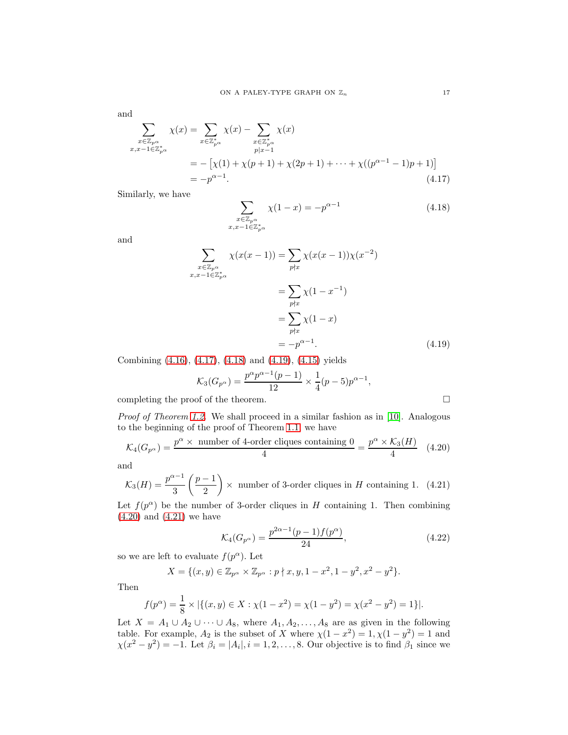and

$$
\begin{aligned}
\sum_{\substack{x \in \mathbb{Z}_{p^\alpha} \\ x, x-1 \in \mathbb{Z}_{p^\alpha}^*}} \chi(x) &= \sum_{x \in \mathbb{Z}_{p^\alpha}^*} \chi(x) - \sum_{\substack{x \in \mathbb{Z}_{p^\alpha}^* \\ p \mid x-1}} \chi(x) \\
&= -\left[\chi(1) + \chi(p+1) + \chi(2p+1) + \cdots + \chi((p^{\alpha-1}-1)p+1)\right] \\
&= -p^{\alpha-1}. \qquad (4.17)
\end{aligned}
$$

Similarly, we have

$$
\sum_{\substack{x \in \mathbb{Z}_{p^\alpha} \\ x, x-1 \in \mathbb{Z}_{p^\alpha}^*}} \chi(1-x) = -p^{\alpha-1} \qquad (4.18)
$$

and

$$
\begin{aligned}
\sum_{\substack{x \in \mathbb{Z}_{p^\alpha} \\ x, x-1 \in \mathbb{Z}_{p^\alpha}^*}} \chi(x(x-1)) &= \sum_{p \nmid x} \chi(x(x-1))\chi(x^{-2}) \\
&= \sum_{p \nmid x} \chi(1-x^{-1}) \\
&= \sum_{p \nmid x} \chi(1-x) \\
&= -p^{\alpha-1}. \qquad (4.19)
\end{aligned}
$$

Combining (4.16), (4.17), (4.18) and (4.19), (4.15) yields

$$
\mathcal{K}_3(G_{p^\alpha}) = \frac{p^\alpha p^{\alpha-1}(p-1)}{12} \times \frac{1}{4}(p-5)p^{\alpha-1},
$$

completing the proof of the theorem. $\square$

*Proof of Theorem 1.2.* We shall proceed in a similar fashion as in [10]. Analogous to the beginning of the proof of Theorem 1.1, we have

$$
\mathcal{K}_4(G_{p^\alpha}) = \frac{p^\alpha \times \text{ number of 4-order cliques containing 0}}{4} = \frac{p^\alpha \times \mathcal{K}_3(H)}{4} \qquad (4.20)
$$

and

$$
\mathcal{K}_3(H) = \frac{p^{\alpha-1}}{3}\left(\frac{p-1}{2}\right) \times \text{ number of 3-order cliques in } H \text{ containing 1}. \qquad (4.21)
$$

Let $f(p^\alpha)$ be the number of 3-order cliques in $H$ containing 1. Then combining (4.20) and (4.21) we have

$$
\mathcal{K}_4(G_{p^\alpha}) = \frac{p^{2\alpha-1}(p-1)f(p^\alpha)}{24}, \qquad (4.22)
$$

so we are left to evaluate $f(p^\alpha)$. Let

$$
X = \{(x,y) \in \mathbb{Z}_{p^\alpha} \times \mathbb{Z}_{p^\alpha} : p \nmid x, y, 1-x^2, 1-y^2, x^2-y^2\}.
$$

Then

$$
f(p^\alpha) = \frac{1}{8} \times |\{(x,y) \in X : \chi(1-x^2) = \chi(1-y^2) = \chi(x^2-y^2) = 1\}|.
$$

Let $X = A_1 \cup A_2 \cup \cdots \cup A_8$, where $A_1, A_2, \ldots, A_8$ are as given in the following table. For example, $A_2$ is the subset of $X$ where $\chi(1-x^2) = 1, \chi(1-y^2) = 1$ and $\chi(x^2-y^2) = -1$. Let $\beta_i = |A_i|, i = 1, 2, \ldots, 8$. Our objective is to find $\beta_1$ since we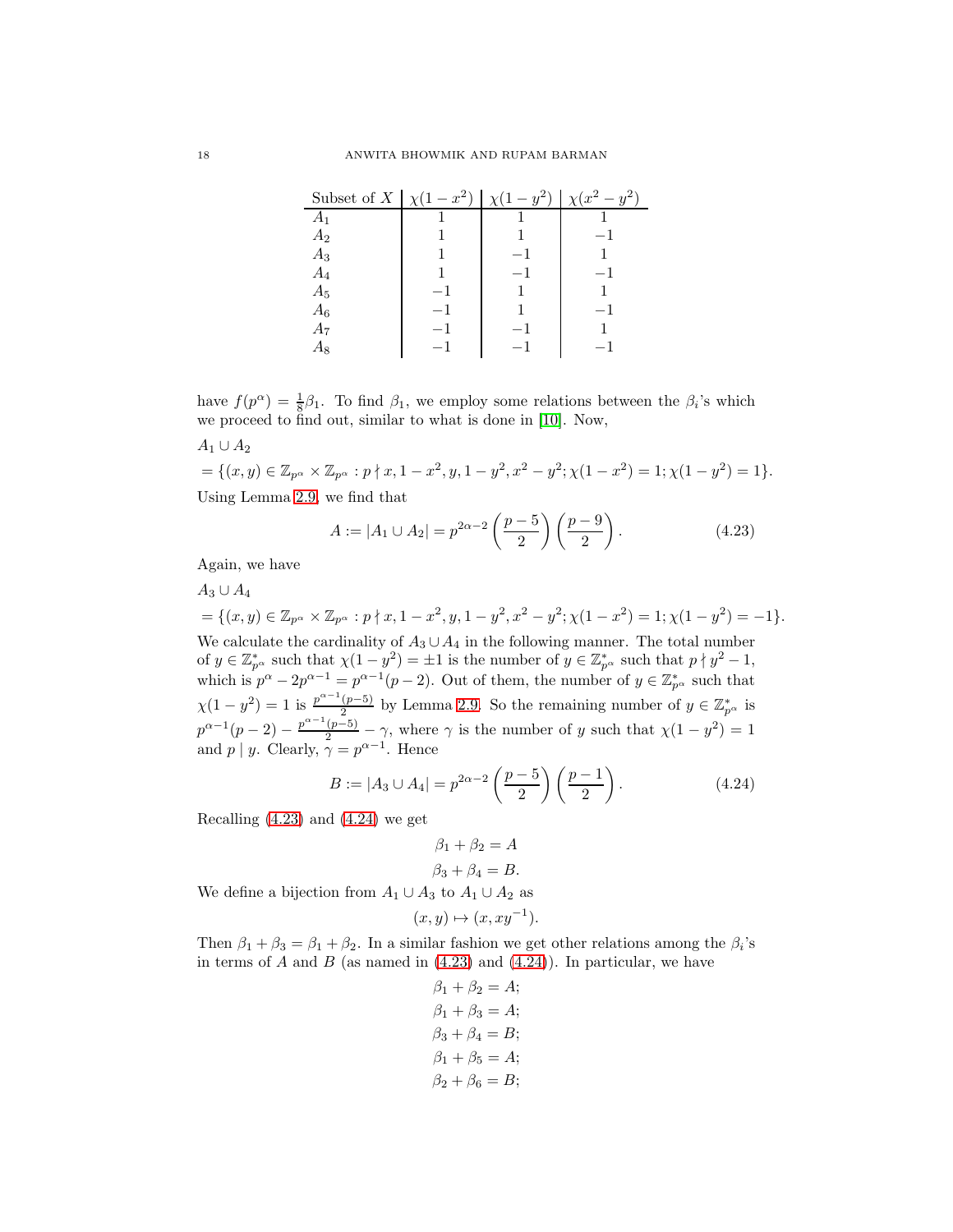| Subset of $X$ | $\chi(1-x^2)$ | $\chi(1-y^2)$ | $\chi(x^2-y^2)$ |
|---|---|---|---|
| $A_1$ | $1$ | $1$ | $1$ |
| $A_2$ | $1$ | $1$ | $-1$ |
| $A_3$ | $1$ | $-1$ | $1$ |
| $A_4$ | $1$ | $-1$ | $-1$ |
| $A_5$ | $-1$ | $1$ | $1$ |
| $A_6$ | $-1$ | $1$ | $-1$ |
| $A_7$ | $-1$ | $-1$ | $1$ |
| $A_8$ | $-1$ | $-1$ | $-1$ |

have $f(p^\alpha) = \frac{1}{8}\beta_1$. To find $\beta_1$, we employ some relations between the $\beta_i$'s which we proceed to find out, similar to what is done in [10]. Now,

$A_1 \cup A_2$

$= \{(x, y) \in \mathbb{Z}_{p^\alpha} \times \mathbb{Z}_{p^\alpha} : p \nmid x, 1-x^2, y, 1-y^2, x^2-y^2; \chi(1-x^2) = 1; \chi(1-y^2) = 1\}.$

Using Lemma 2.9, we find that

$$A := |A_1 \cup A_2| = p^{2\alpha-2}\left(\frac{p-5}{2}\right)\left(\frac{p-9}{2}\right). \tag{4.23}$$

Again, we have

$A_3 \cup A_4$

$= \{(x, y) \in \mathbb{Z}_{p^\alpha} \times \mathbb{Z}_{p^\alpha} : p \nmid x, 1-x^2, y, 1-y^2, x^2-y^2; \chi(1-x^2) = 1; \chi(1-y^2) = -1\}.$

We calculate the cardinality of $A_3 \cup A_4$ in the following manner. The total number of $y \in \mathbb{Z}_{p^\alpha}^*$ such that $\chi(1-y^2) = \pm 1$ is the number of $y \in \mathbb{Z}_{p^\alpha}^*$ such that $p \nmid y^2 - 1$, which is $p^\alpha - 2p^{\alpha-1} = p^{\alpha-1}(p-2)$. Out of them, the number of $y \in \mathbb{Z}_{p^\alpha}^*$ such that $\chi(1-y^2) = 1$ is $\frac{p^{\alpha-1}(p-5)}{2}$ by Lemma 2.9. So the remaining number of $y \in \mathbb{Z}_{p^\alpha}^*$ is $p^{\alpha-1}(p-2) - \frac{p^{\alpha-1}(p-5)}{2} - \gamma$, where $\gamma$ is the number of $y$ such that $\chi(1-y^2) = 1$ and $p \mid y$. Clearly, $\gamma = p^{\alpha-1}$. Hence

$$B := |A_3 \cup A_4| = p^{2\alpha-2}\left(\frac{p-5}{2}\right)\left(\frac{p-1}{2}\right). \tag{4.24}$$

Recalling (4.23) and (4.24) we get

$$\beta_1 + \beta_2 = A$$
$$\beta_3 + \beta_4 = B.$$

We define a bijection from $A_1 \cup A_3$ to $A_1 \cup A_2$ as

$$(x, y) \mapsto (x, xy^{-1}).$$

Then $\beta_1 + \beta_3 = \beta_1 + \beta_2$. In a similar fashion we get other relations among the $\beta_i$'s in terms of $A$ and $B$ (as named in (4.23) and (4.24)). In particular, we have

$$\beta_1 + \beta_2 = A;$$
$$\beta_1 + \beta_3 = A;$$
$$\beta_3 + \beta_4 = B;$$
$$\beta_1 + \beta_5 = A;$$
$$\beta_2 + \beta_6 = B;$$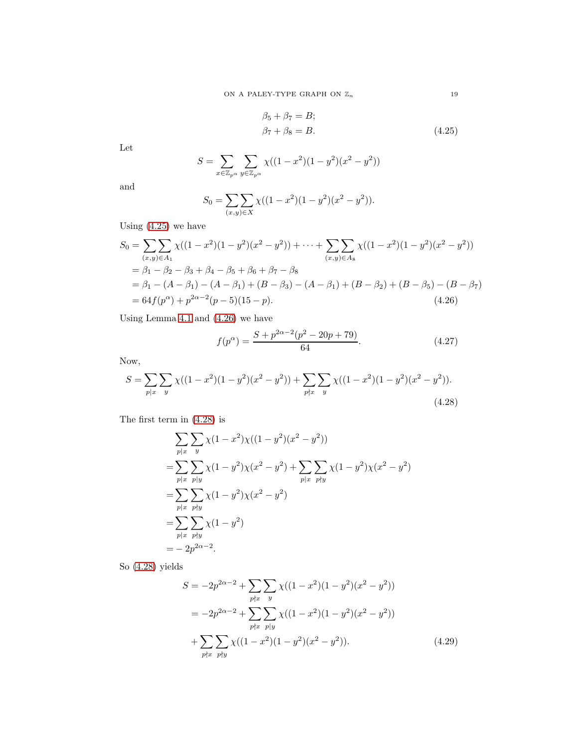$$
\begin{aligned}
\beta_5 + \beta_7 &= B; \\
\beta_7 + \beta_8 &= B. \qquad (4.25)
\end{aligned}
$$

Let

$$
S = \sum_{x \in \mathbb{Z}_{p^\alpha}} \sum_{y \in \mathbb{Z}_{p^\alpha}} \chi((1-x^2)(1-y^2)(x^2-y^2))
$$

and

$$
S_0 = \sum\sum_{(x,y)\in X} \chi((1-x^2)(1-y^2)(x^2-y^2)).
$$

Using (4.25) we have

$$
\begin{aligned}
S_0 &= \sum\sum_{(x,y)\in A_1} \chi((1-x^2)(1-y^2)(x^2-y^2)) + \cdots + \sum\sum_{(x,y)\in A_8} \chi((1-x^2)(1-y^2)(x^2-y^2)) \\
&= \beta_1 - \beta_2 - \beta_3 + \beta_4 - \beta_5 + \beta_6 + \beta_7 - \beta_8 \\
&= \beta_1 - (A-\beta_1) - (A-\beta_1) + (B-\beta_3) - (A-\beta_1) + (B-\beta_2) + (B-\beta_5) - (B-\beta_7) \\
&= 64f(p^\alpha) + p^{2\alpha-2}(p-5)(15-p). \qquad (4.26)
\end{aligned}
$$

Using Lemma 4.1 and (4.26) we have

$$
f(p^\alpha) = \frac{S + p^{2\alpha-2}(p^2-20p+79)}{64}. \qquad (4.27)
$$

Now,

$$
S = \sum_{p|x}\sum_{y} \chi((1-x^2)(1-y^2)(x^2-y^2)) + \sum_{p\nmid x}\sum_{y} \chi((1-x^2)(1-y^2)(x^2-y^2)). \qquad (4.28)
$$

The first term in (4.28) is

$$
\begin{aligned}
&\sum_{p|x}\sum_{y} \chi(1-x^2)\chi((1-y^2)(x^2-y^2)) \\
=&\sum_{p|x}\sum_{p|y} \chi(1-y^2)\chi(x^2-y^2) + \sum_{p|x}\sum_{p\nmid y} \chi(1-y^2)\chi(x^2-y^2) \\
=&\sum_{p|x}\sum_{p\nmid y} \chi(1-y^2)\chi(x^2-y^2) \\
=&\sum_{p|x}\sum_{p\nmid y} \chi(1-y^2) \\
=&-2p^{2\alpha-2}.
\end{aligned}
$$

So (4.28) yields

$$
\begin{aligned}
S &= -2p^{2\alpha-2} + \sum_{p\nmid x}\sum_{y} \chi((1-x^2)(1-y^2)(x^2-y^2)) \\
&= -2p^{2\alpha-2} + \sum_{p\nmid x}\sum_{p|y} \chi((1-x^2)(1-y^2)(x^2-y^2)) \\
&+ \sum_{p\nmid x}\sum_{p\nmid y} \chi((1-x^2)(1-y^2)(x^2-y^2)). \qquad (4.29)
\end{aligned}
$$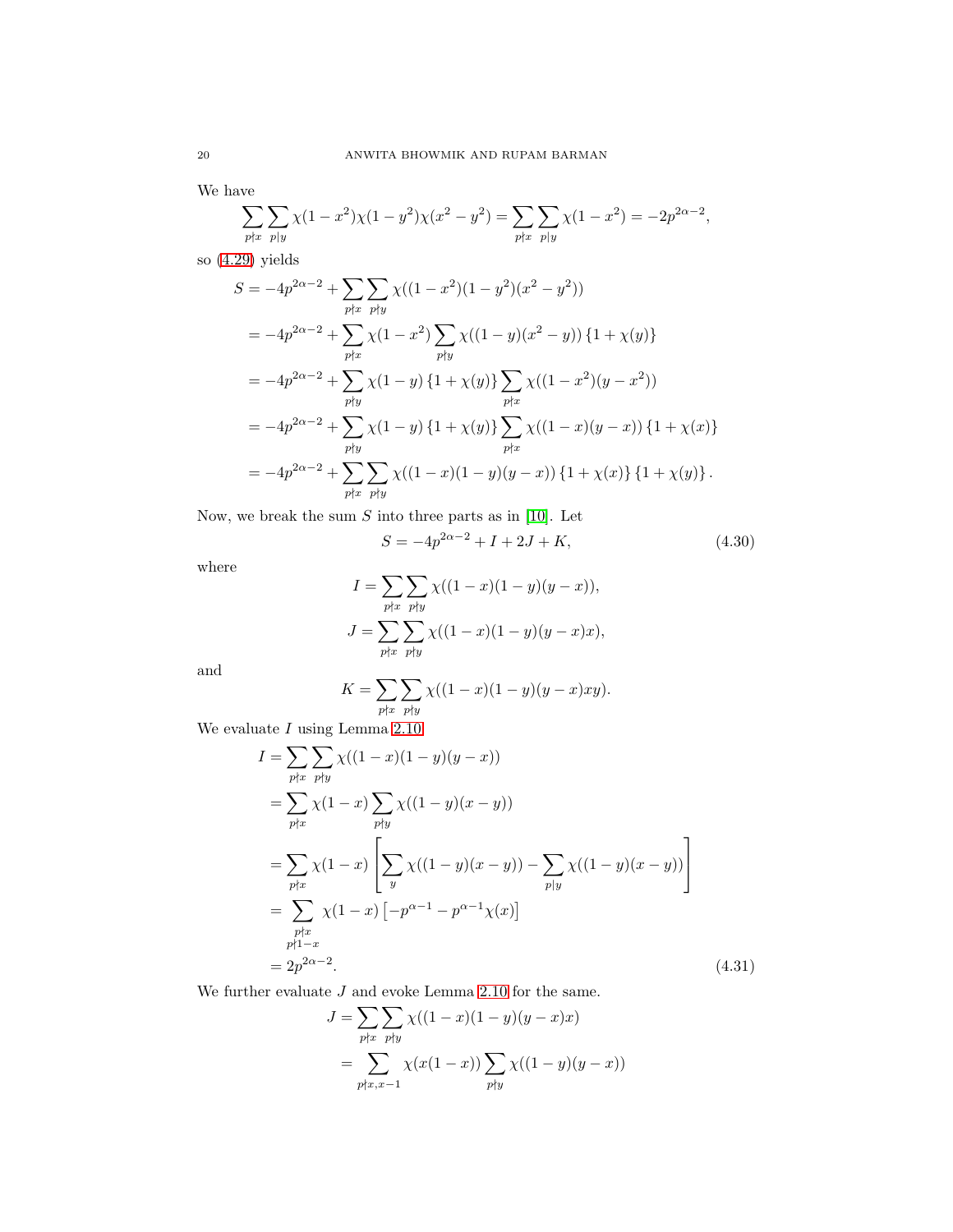We have

$$\sum_{p\nmid x}\sum_{p|y}\chi(1-x^2)\chi(1-y^2)\chi(x^2-y^2)=\sum_{p\nmid x}\sum_{p|y}\chi(1-x^2)=-2p^{2\alpha-2},$$

so (4.29) yields

$$\begin{aligned}
S&=-4p^{2\alpha-2}+\sum_{p\nmid x}\sum_{p\nmid y}\chi((1-x^2)(1-y^2)(x^2-y^2))\\
&=-4p^{2\alpha-2}+\sum_{p\nmid x}\chi(1-x^2)\sum_{p\nmid y}\chi((1-y)(x^2-y))\left\{1+\chi(y)\right\}\\
&=-4p^{2\alpha-2}+\sum_{p\nmid y}\chi(1-y)\left\{1+\chi(y)\right\}\sum_{p\nmid x}\chi((1-x^2)(y-x^2))\\
&=-4p^{2\alpha-2}+\sum_{p\nmid y}\chi(1-y)\left\{1+\chi(y)\right\}\sum_{p\nmid x}\chi((1-x)(y-x))\left\{1+\chi(x)\right\}\\
&=-4p^{2\alpha-2}+\sum_{p\nmid x}\sum_{p\nmid y}\chi((1-x)(1-y)(y-x))\left\{1+\chi(x)\right\}\left\{1+\chi(y)\right\}.
\end{aligned}$$

Now, we break the sum $S$ into three parts as in [10]. Let

$$S=-4p^{2\alpha-2}+I+2J+K, \tag{4.30}$$

where

$$\begin{aligned}
I&=\sum_{p\nmid x}\sum_{p\nmid y}\chi((1-x)(1-y)(y-x)),\\
J&=\sum_{p\nmid x}\sum_{p\nmid y}\chi((1-x)(1-y)(y-x)x),
\end{aligned}$$

and

$$K=\sum_{p\nmid x}\sum_{p\nmid y}\chi((1-x)(1-y)(y-x)xy).$$

We evaluate $I$ using Lemma 2.10

$$\begin{aligned}
I&=\sum_{p\nmid x}\sum_{p\nmid y}\chi((1-x)(1-y)(y-x))\\
&=\sum_{p\nmid x}\chi(1-x)\sum_{p\nmid y}\chi((1-y)(x-y))\\
&=\sum_{p\nmid x}\chi(1-x)\left[\sum_{y}\chi((1-y)(x-y))-\sum_{p|y}\chi((1-y)(x-y))\right]\\
&=\sum_{\substack{p\nmid x\\ p\nmid 1-x}}\chi(1-x)\left[-p^{\alpha-1}-p^{\alpha-1}\chi(x)\right]\\
&=2p^{2\alpha-2}.
\end{aligned}\tag{4.31}$$

We further evaluate $J$ and evoke Lemma 2.10 for the same.

$$\begin{aligned}
J&=\sum_{p\nmid x}\sum_{p\nmid y}\chi((1-x)(1-y)(y-x)x)\\
&=\sum_{p\nmid x,x-1}\chi(x(1-x))\sum_{p\nmid y}\chi((1-y)(y-x))
\end{aligned}$$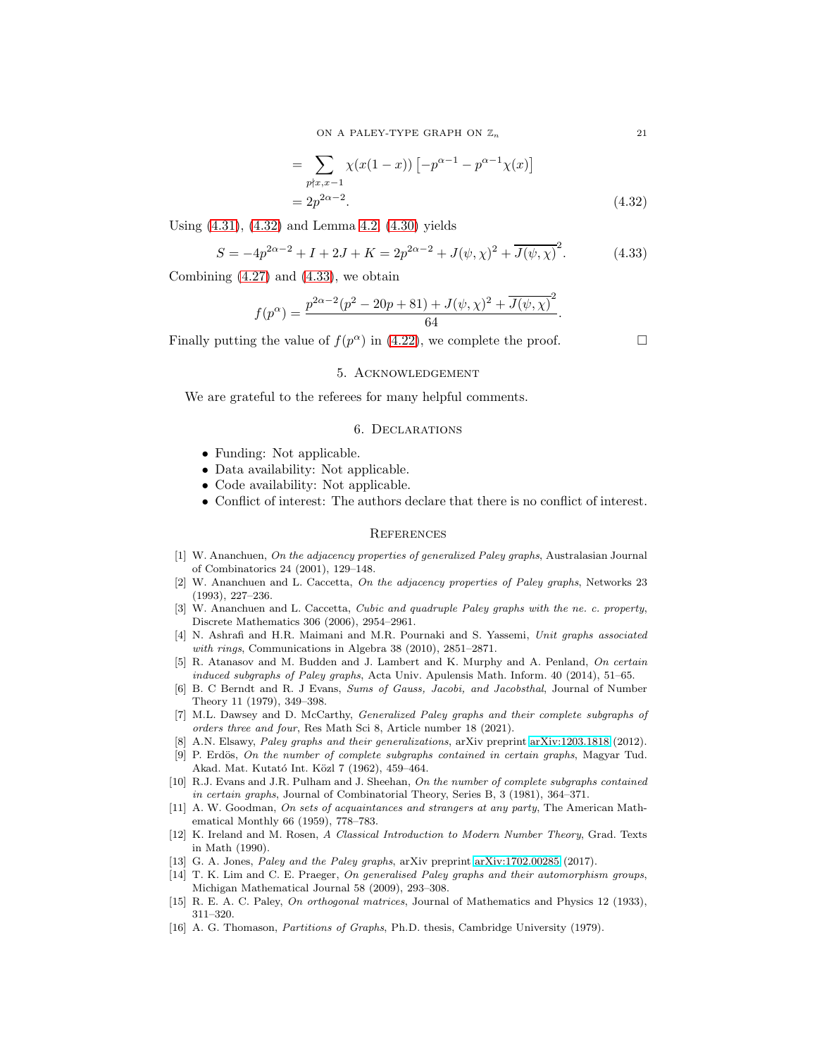$$= \sum_{p \nmid x, x-1} \chi(x(1-x)) \left[-p^{\alpha-1} - p^{\alpha-1}\chi(x)\right]$$

$$= 2p^{2\alpha-2}. \tag{4.32}$$

Using (4.31), (4.32) and Lemma 4.2, (4.30) yields

$$S = -4p^{2\alpha-2} + I + 2J + K = 2p^{2\alpha-2} + J(\psi,\chi)^2 + \overline{J(\psi,\chi)}^2. \tag{4.33}$$

Combining (4.27) and (4.33), we obtain

$$f(p^\alpha) = \frac{p^{2\alpha-2}(p^2 - 20p + 81) + J(\psi,\chi)^2 + \overline{J(\psi,\chi)}^2}{64}.$$

Finally putting the value of $f(p^\alpha)$ in (4.22), we complete the proof. □

## 5. Acknowledgement

We are grateful to the referees for many helpful comments.

## 6. Declarations

- Funding: Not applicable.
- Data availability: Not applicable.
- Code availability: Not applicable.
- Conflict of interest: The authors declare that there is no conflict of interest.

## References

[1] W. Ananchuen, *On the adjacency properties of generalized Paley graphs*, Australasian Journal of Combinatorics 24 (2001), 129–148.

[2] W. Ananchuen and L. Caccetta, *On the adjacency properties of Paley graphs*, Networks 23 (1993), 227–236.

[3] W. Ananchuen and L. Caccetta, *Cubic and quadruple Paley graphs with the ne. c. property*, Discrete Mathematics 306 (2006), 2954–2961.

[4] N. Ashrafi and H.R. Maimani and M.R. Pournaki and S. Yassemi, *Unit graphs associated with rings*, Communications in Algebra 38 (2010), 2851–2871.

[5] R. Atanasov and M. Budden and J. Lambert and K. Murphy and A. Penland, *On certain induced subgraphs of Paley graphs*, Acta Univ. Apulensis Math. Inform. 40 (2014), 51–65.

[6] B. C Berndt and R. J Evans, *Sums of Gauss, Jacobi, and Jacobsthal*, Journal of Number Theory 11 (1979), 349–398.

[7] M.L. Dawsey and D. McCarthy, *Generalized Paley graphs and their complete subgraphs of orders three and four*, Res Math Sci 8, Article number 18 (2021).

[8] A.N. Elsawy, *Paley graphs and their generalizations*, arXiv preprint arXiv:1203.1818 (2012).

[9] P. Erdös, *On the number of complete subgraphs contained in certain graphs*, Magyar Tud. Akad. Mat. Kutató Int. Közl 7 (1962), 459–464.

[10] R.J. Evans and J.R. Pulham and J. Sheehan, *On the number of complete subgraphs contained in certain graphs*, Journal of Combinatorial Theory, Series B, 3 (1981), 364–371.

[11] A. W. Goodman, *On sets of acquaintances and strangers at any party*, The American Mathematical Monthly 66 (1959), 778–783.

[12] K. Ireland and M. Rosen, *A Classical Introduction to Modern Number Theory*, Grad. Texts in Math (1990).

[13] G. A. Jones, *Paley and the Paley graphs*, arXiv preprint arXiv:1702.00285 (2017).

[14] T. K. Lim and C. E. Praeger, *On generalised Paley graphs and their automorphism groups*, Michigan Mathematical Journal 58 (2009), 293–308.

[15] R. E. A. C. Paley, *On orthogonal matrices*, Journal of Mathematics and Physics 12 (1933), 311–320.

[16] A. G. Thomason, *Partitions of Graphs*, Ph.D. thesis, Cambridge University (1979).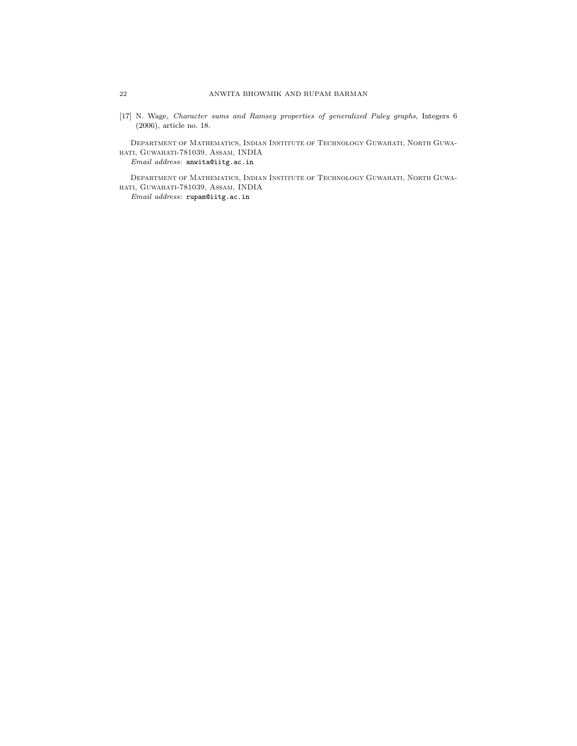[17] N. Wage, *Character sums and Ramsey properties of generalized Paley graphs*, Integers 6 (2006), article no. 18.

Department of Mathematics, Indian Institute of Technology Guwahati, North Guwahati, Guwahati-781039, Assam, INDIA
*Email address*: `anwita@iitg.ac.in`

Department of Mathematics, Indian Institute of Technology Guwahati, North Guwahati, Guwahati-781039, Assam, INDIA
*Email address*: `rupam@iitg.ac.in`